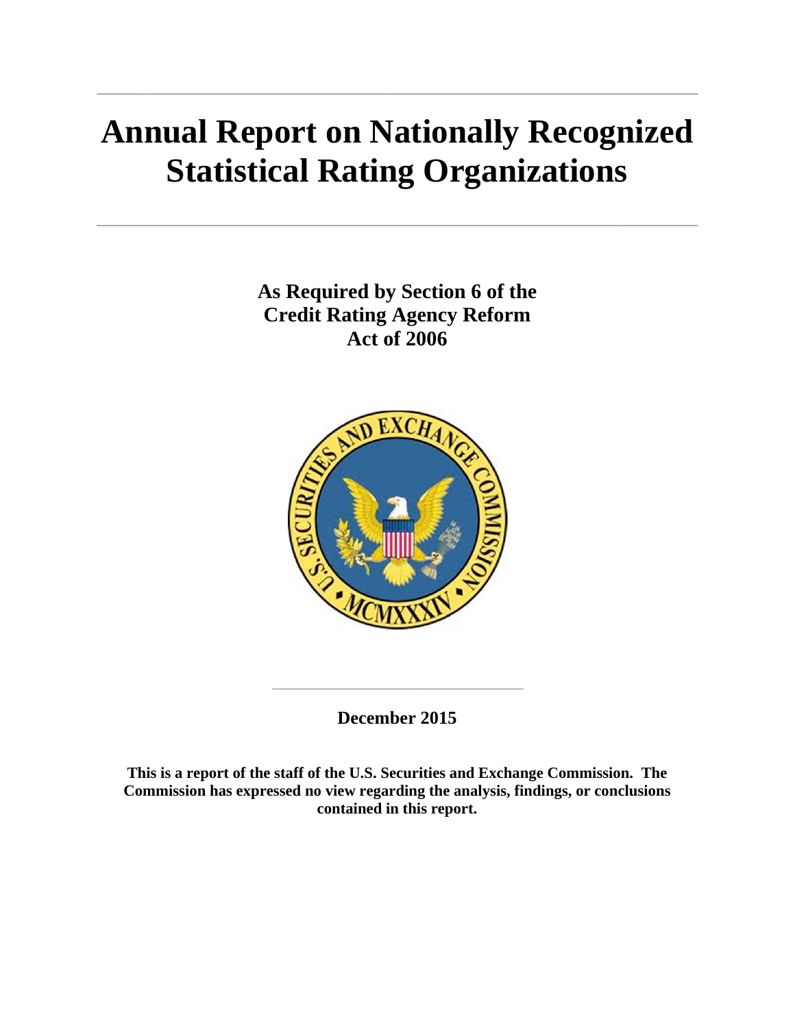# Annual Report on Nationally Recognized Statistical Rating Organizations

**As Required by Section 6 of the Credit Rating Agency Reform Act of 2006**

**December 2015**

**This is a report of the staff of the U.S. Securities and Exchange Commission. The Commission has expressed no view regarding the analysis, findings, or conclusions contained in this report.**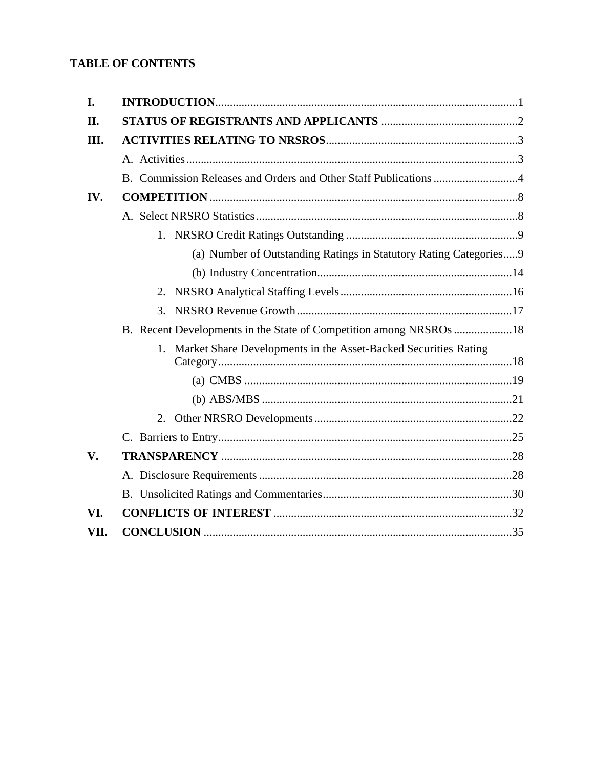## TABLE OF CONTENTS

- **I. INTRODUCTION** ........ 1
- **II. STATUS OF REGISTRANTS AND APPLICANTS** ........ 2
- **III. ACTIVITIES RELATING TO NRSROS** ........ 3
  - A. Activities ........ 3
  - B. Commission Releases and Orders and Other Staff Publications ........ 4
- **IV. COMPETITION** ........ 8
  - A. Select NRSRO Statistics ........ 8
    - 1. NRSRO Credit Ratings Outstanding ........ 9
      - (a) Number of Outstanding Ratings in Statutory Rating Categories ........ 9
      - (b) Industry Concentration ........ 14
    - 2. NRSRO Analytical Staffing Levels ........ 16
    - 3. NRSRO Revenue Growth ........ 17
  - B. Recent Developments in the State of Competition among NRSROs ........ 18
    - 1. Market Share Developments in the Asset-Backed Securities Rating Category ........ 18
      - (a) CMBS ........ 19
      - (b) ABS/MBS ........ 21
    - 2. Other NRSRO Developments ........ 22
  - C. Barriers to Entry ........ 25
- **V. TRANSPARENCY** ........ 28
  - A. Disclosure Requirements ........ 28
  - B. Unsolicited Ratings and Commentaries ........ 30
- **VI. CONFLICTS OF INTEREST** ........ 32
- **VII. CONCLUSION** ........ 35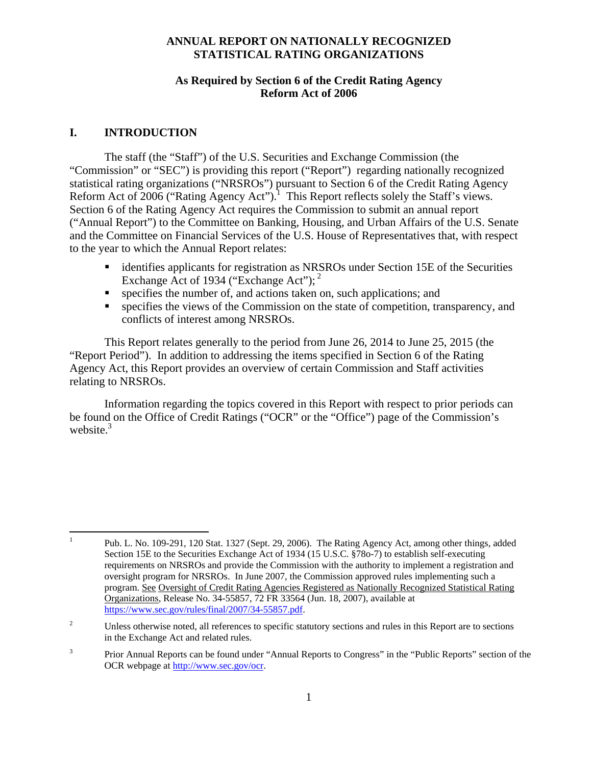**ANNUAL REPORT ON NATIONALLY RECOGNIZED STATISTICAL RATING ORGANIZATIONS**

**As Required by Section 6 of the Credit Rating Agency Reform Act of 2006**

## I. INTRODUCTION

The staff (the "Staff") of the U.S. Securities and Exchange Commission (the "Commission" or "SEC") is providing this report ("Report") regarding nationally recognized statistical rating organizations ("NRSROs") pursuant to Section 6 of the Credit Rating Agency Reform Act of 2006 ("Rating Agency Act").[1] This Report reflects solely the Staff's views. Section 6 of the Rating Agency Act requires the Commission to submit an annual report ("Annual Report") to the Committee on Banking, Housing, and Urban Affairs of the U.S. Senate and the Committee on Financial Services of the U.S. House of Representatives that, with respect to the year to which the Annual Report relates:

- identifies applicants for registration as NRSROs under Section 15E of the Securities Exchange Act of 1934 ("Exchange Act");[2]
- specifies the number of, and actions taken on, such applications; and
- specifies the views of the Commission on the state of competition, transparency, and conflicts of interest among NRSROs.

This Report relates generally to the period from June 26, 2014 to June 25, 2015 (the "Report Period"). In addition to addressing the items specified in Section 6 of the Rating Agency Act, this Report provides an overview of certain Commission and Staff activities relating to NRSROs.

Information regarding the topics covered in this Report with respect to prior periods can be found on the Office of Credit Ratings ("OCR" or the "Office") page of the Commission's website.[3]

---

[1] Pub. L. No. 109-291, 120 Stat. 1327 (Sept. 29, 2006). The Rating Agency Act, among other things, added Section 15E to the Securities Exchange Act of 1934 (15 U.S.C. §78o-7) to establish self-executing requirements on NRSROs and provide the Commission with the authority to implement a registration and oversight program for NRSROs. In June 2007, the Commission approved rules implementing such a program. See Oversight of Credit Rating Agencies Registered as Nationally Recognized Statistical Rating Organizations, Release No. 34-55857, 72 FR 33564 (Jun. 18, 2007), available at https://www.sec.gov/rules/final/2007/34-55857.pdf.

[2] Unless otherwise noted, all references to specific statutory sections and rules in this Report are to sections in the Exchange Act and related rules.

[3] Prior Annual Reports can be found under "Annual Reports to Congress" in the "Public Reports" section of the OCR webpage at http://www.sec.gov/ocr.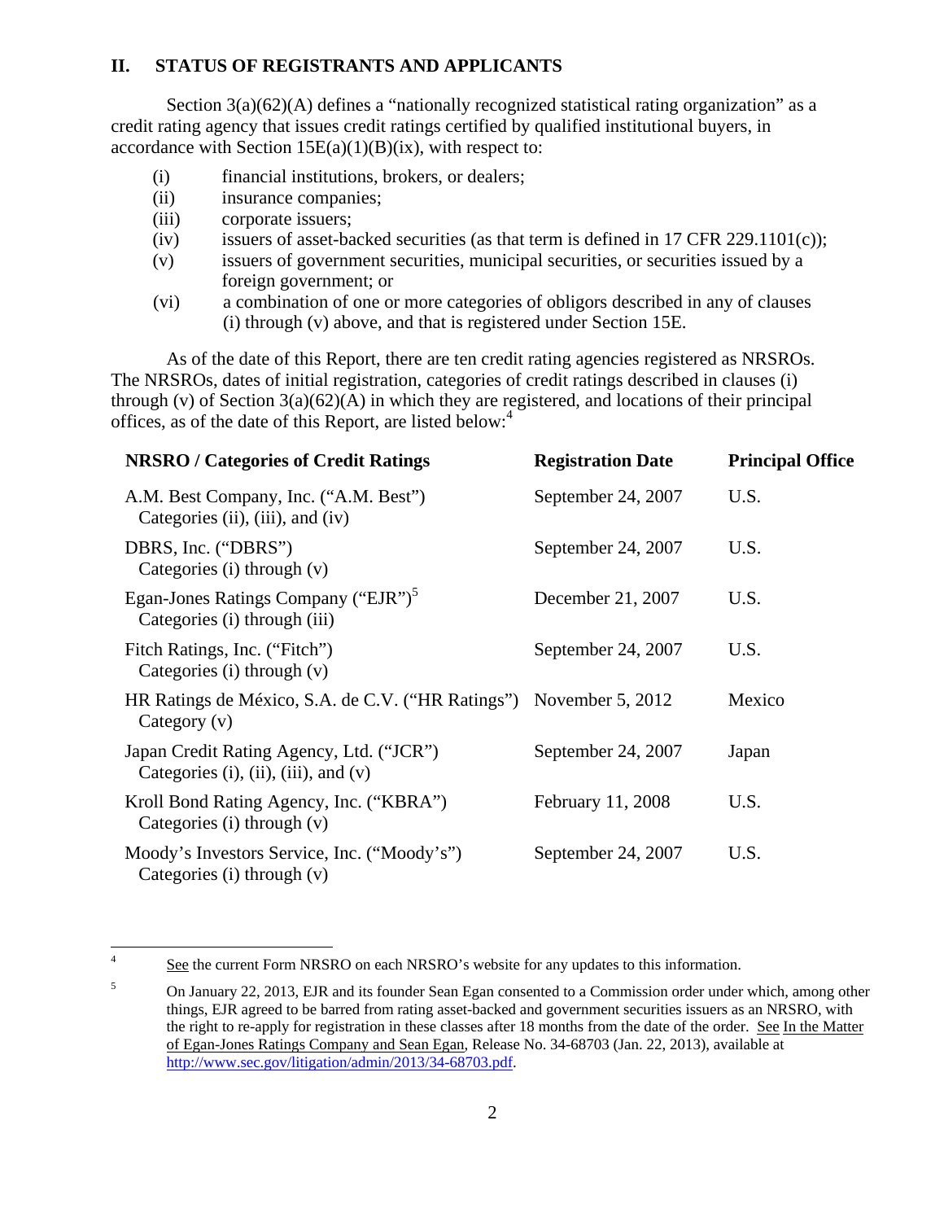## II. STATUS OF REGISTRANTS AND APPLICANTS

Section 3(a)(62)(A) defines a "nationally recognized statistical rating organization" as a credit rating agency that issues credit ratings certified by qualified institutional buyers, in accordance with Section 15E(a)(1)(B)(ix), with respect to:

- (i) financial institutions, brokers, or dealers;
- (ii) insurance companies;
- (iii) corporate issuers;
- (iv) issuers of asset-backed securities (as that term is defined in 17 CFR 229.1101(c));
- (v) issuers of government securities, municipal securities, or securities issued by a foreign government; or
- (vi) a combination of one or more categories of obligors described in any of clauses (i) through (v) above, and that is registered under Section 15E.

As of the date of this Report, there are ten credit rating agencies registered as NRSROs. The NRSROs, dates of initial registration, categories of credit ratings described in clauses (i) through (v) of Section 3(a)(62)(A) in which they are registered, and locations of their principal offices, as of the date of this Report, are listed below:[4]

| NRSRO / Categories of Credit Ratings | Registration Date | Principal Office |
|---|---|---|
| A.M. Best Company, Inc. ("A.M. Best") Categories (ii), (iii), and (iv) | September 24, 2007 | U.S. |
| DBRS, Inc. ("DBRS") Categories (i) through (v) | September 24, 2007 | U.S. |
| Egan-Jones Ratings Company ("EJR")[5] Categories (i) through (iii) | December 21, 2007 | U.S. |
| Fitch Ratings, Inc. ("Fitch") Categories (i) through (v) | September 24, 2007 | U.S. |
| HR Ratings de México, S.A. de C.V. ("HR Ratings") Category (v) | November 5, 2012 | Mexico |
| Japan Credit Rating Agency, Ltd. ("JCR") Categories (i), (ii), (iii), and (v) | September 24, 2007 | Japan |
| Kroll Bond Rating Agency, Inc. ("KBRA") Categories (i) through (v) | February 11, 2008 | U.S. |
| Moody's Investors Service, Inc. ("Moody's") Categories (i) through (v) | September 24, 2007 | U.S. |

[4] See the current Form NRSRO on each NRSRO's website for any updates to this information.

[5] On January 22, 2013, EJR and its founder Sean Egan consented to a Commission order under which, among other things, EJR agreed to be barred from rating asset-backed and government securities issuers as an NRSRO, with the right to re-apply for registration in these classes after 18 months from the date of the order. See In the Matter of Egan-Jones Ratings Company and Sean Egan, Release No. 34-68703 (Jan. 22, 2013), available at http://www.sec.gov/litigation/admin/2013/34-68703.pdf.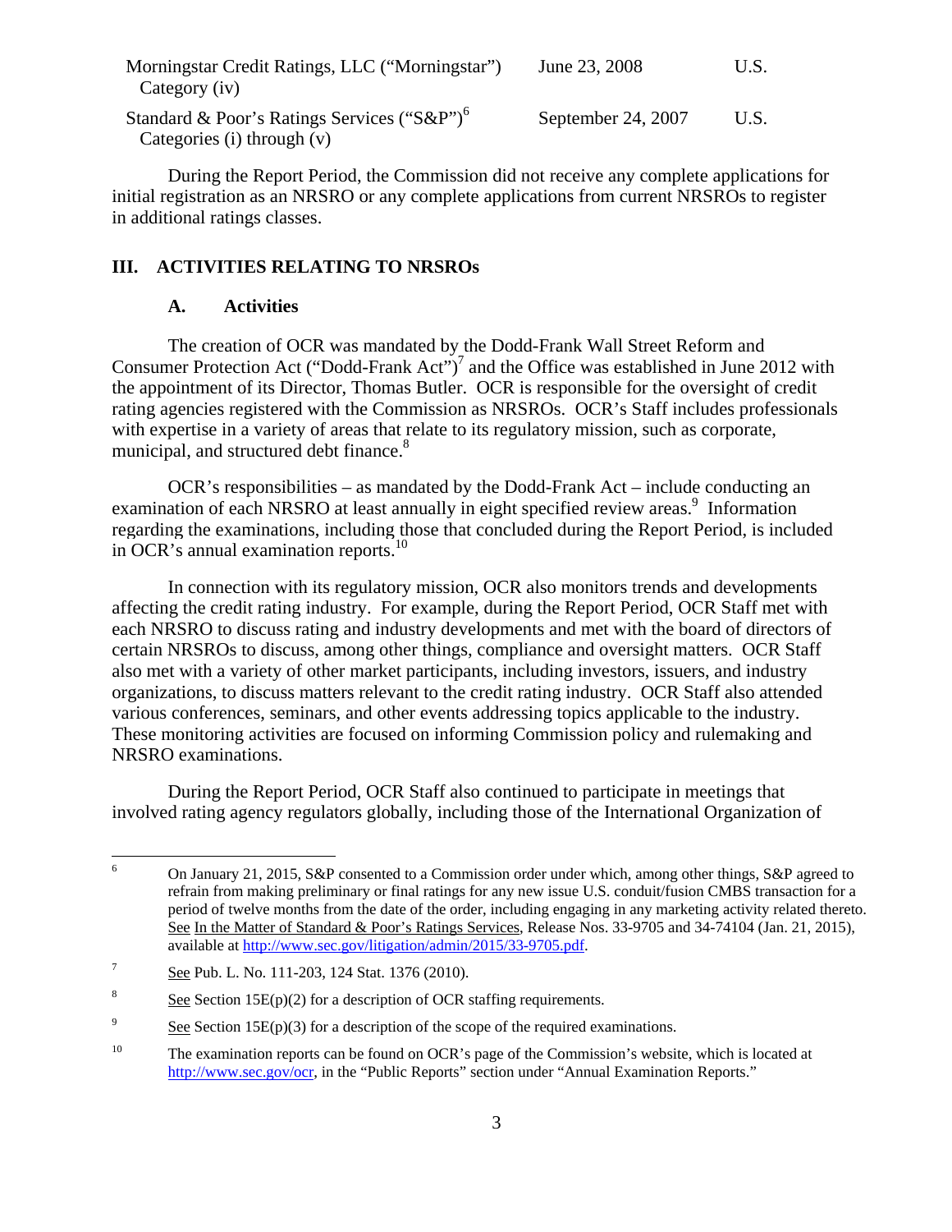| | | |
|---|---|---|
| Morningstar Credit Ratings, LLC ("Morningstar") Category (iv) | June 23, 2008 | U.S. |
| Standard & Poor's Ratings Services ("S&P")[6] Categories (i) through (v) | September 24, 2007 | U.S. |

During the Report Period, the Commission did not receive any complete applications for initial registration as an NRSRO or any complete applications from current NRSROs to register in additional ratings classes.

## III. ACTIVITIES RELATING TO NRSROs

### A. Activities

The creation of OCR was mandated by the Dodd-Frank Wall Street Reform and Consumer Protection Act ("Dodd-Frank Act")[7] and the Office was established in June 2012 with the appointment of its Director, Thomas Butler. OCR is responsible for the oversight of credit rating agencies registered with the Commission as NRSROs. OCR's Staff includes professionals with expertise in a variety of areas that relate to its regulatory mission, such as corporate, municipal, and structured debt finance.[8]

OCR's responsibilities – as mandated by the Dodd-Frank Act – include conducting an examination of each NRSRO at least annually in eight specified review areas.[9] Information regarding the examinations, including those that concluded during the Report Period, is included in OCR's annual examination reports.[10]

In connection with its regulatory mission, OCR also monitors trends and developments affecting the credit rating industry. For example, during the Report Period, OCR Staff met with each NRSRO to discuss rating and industry developments and met with the board of directors of certain NRSROs to discuss, among other things, compliance and oversight matters. OCR Staff also met with a variety of other market participants, including investors, issuers, and industry organizations, to discuss matters relevant to the credit rating industry. OCR Staff also attended various conferences, seminars, and other events addressing topics applicable to the industry. These monitoring activities are focused on informing Commission policy and rulemaking and NRSRO examinations.

During the Report Period, OCR Staff also continued to participate in meetings that involved rating agency regulators globally, including those of the International Organization of

---

[6] On January 21, 2015, S&P consented to a Commission order under which, among other things, S&P agreed to refrain from making preliminary or final ratings for any new issue U.S. conduit/fusion CMBS transaction for a period of twelve months from the date of the order, including engaging in any marketing activity related thereto. See In the Matter of Standard & Poor's Ratings Services, Release Nos. 33-9705 and 34-74104 (Jan. 21, 2015), available at http://www.sec.gov/litigation/admin/2015/33-9705.pdf.

[7] See Pub. L. No. 111-203, 124 Stat. 1376 (2010).

[8] See Section 15E(p)(2) for a description of OCR staffing requirements.

[9] See Section 15E(p)(3) for a description of the scope of the required examinations.

[10] The examination reports can be found on OCR's page of the Commission's website, which is located at http://www.sec.gov/ocr, in the "Public Reports" section under "Annual Examination Reports."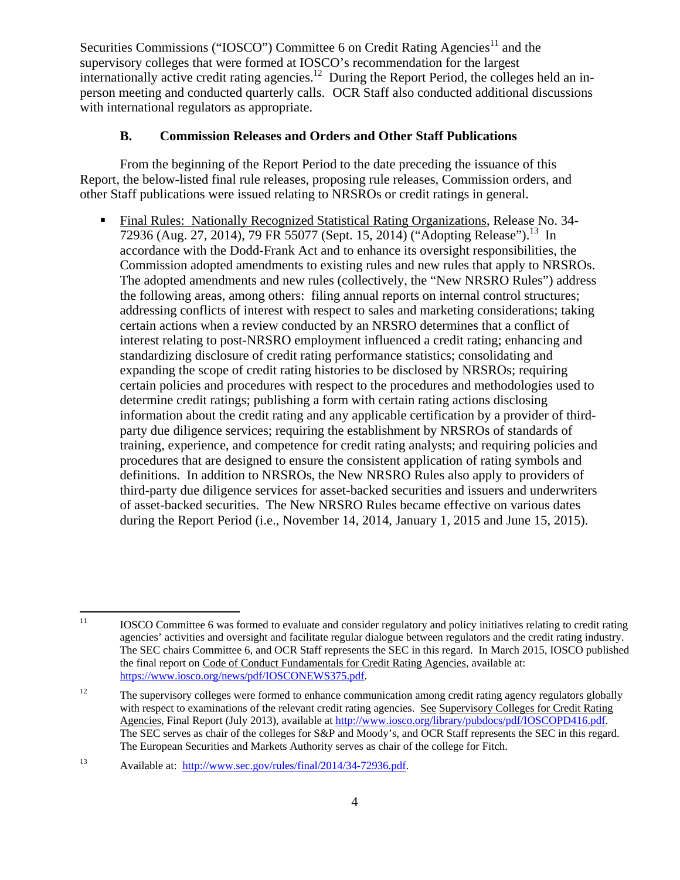Securities Commissions ("IOSCO") Committee 6 on Credit Rating Agencies[11] and the supervisory colleges that were formed at IOSCO's recommendation for the largest internationally active credit rating agencies.[12] During the Report Period, the colleges held an in-person meeting and conducted quarterly calls. OCR Staff also conducted additional discussions with international regulators as appropriate.

### B. Commission Releases and Orders and Other Staff Publications

From the beginning of the Report Period to the date preceding the issuance of this Report, the below-listed final rule releases, proposing rule releases, Commission orders, and other Staff publications were issued relating to NRSROs or credit ratings in general.

- Final Rules: Nationally Recognized Statistical Rating Organizations, Release No. 34-72936 (Aug. 27, 2014), 79 FR 55077 (Sept. 15, 2014) ("Adopting Release").[13] In accordance with the Dodd-Frank Act and to enhance its oversight responsibilities, the Commission adopted amendments to existing rules and new rules that apply to NRSROs. The adopted amendments and new rules (collectively, the "New NRSRO Rules") address the following areas, among others: filing annual reports on internal control structures; addressing conflicts of interest with respect to sales and marketing considerations; taking certain actions when a review conducted by an NRSRO determines that a conflict of interest relating to post-NRSRO employment influenced a credit rating; enhancing and standardizing disclosure of credit rating performance statistics; consolidating and expanding the scope of credit rating histories to be disclosed by NRSROs; requiring certain policies and procedures with respect to the procedures and methodologies used to determine credit ratings; publishing a form with certain rating actions disclosing information about the credit rating and any applicable certification by a provider of third-party due diligence services; requiring the establishment by NRSROs of standards of training, experience, and competence for credit rating analysts; and requiring policies and procedures that are designed to ensure the consistent application of rating symbols and definitions. In addition to NRSROs, the New NRSRO Rules also apply to providers of third-party due diligence services for asset-backed securities and issuers and underwriters of asset-backed securities. The New NRSRO Rules became effective on various dates during the Report Period (i.e., November 14, 2014, January 1, 2015 and June 15, 2015).

---

[11] IOSCO Committee 6 was formed to evaluate and consider regulatory and policy initiatives relating to credit rating agencies' activities and oversight and facilitate regular dialogue between regulators and the credit rating industry. The SEC chairs Committee 6, and OCR Staff represents the SEC in this regard. In March 2015, IOSCO published the final report on Code of Conduct Fundamentals for Credit Rating Agencies, available at: https://www.iosco.org/news/pdf/IOSCONEWS375.pdf.

[12] The supervisory colleges were formed to enhance communication among credit rating agency regulators globally with respect to examinations of the relevant credit rating agencies. See Supervisory Colleges for Credit Rating Agencies, Final Report (July 2013), available at http://www.iosco.org/library/pubdocs/pdf/IOSCOPD416.pdf. The SEC serves as chair of the colleges for S&P and Moody's, and OCR Staff represents the SEC in this regard. The European Securities and Markets Authority serves as chair of the college for Fitch.

[13] Available at: http://www.sec.gov/rules/final/2014/34-72936.pdf.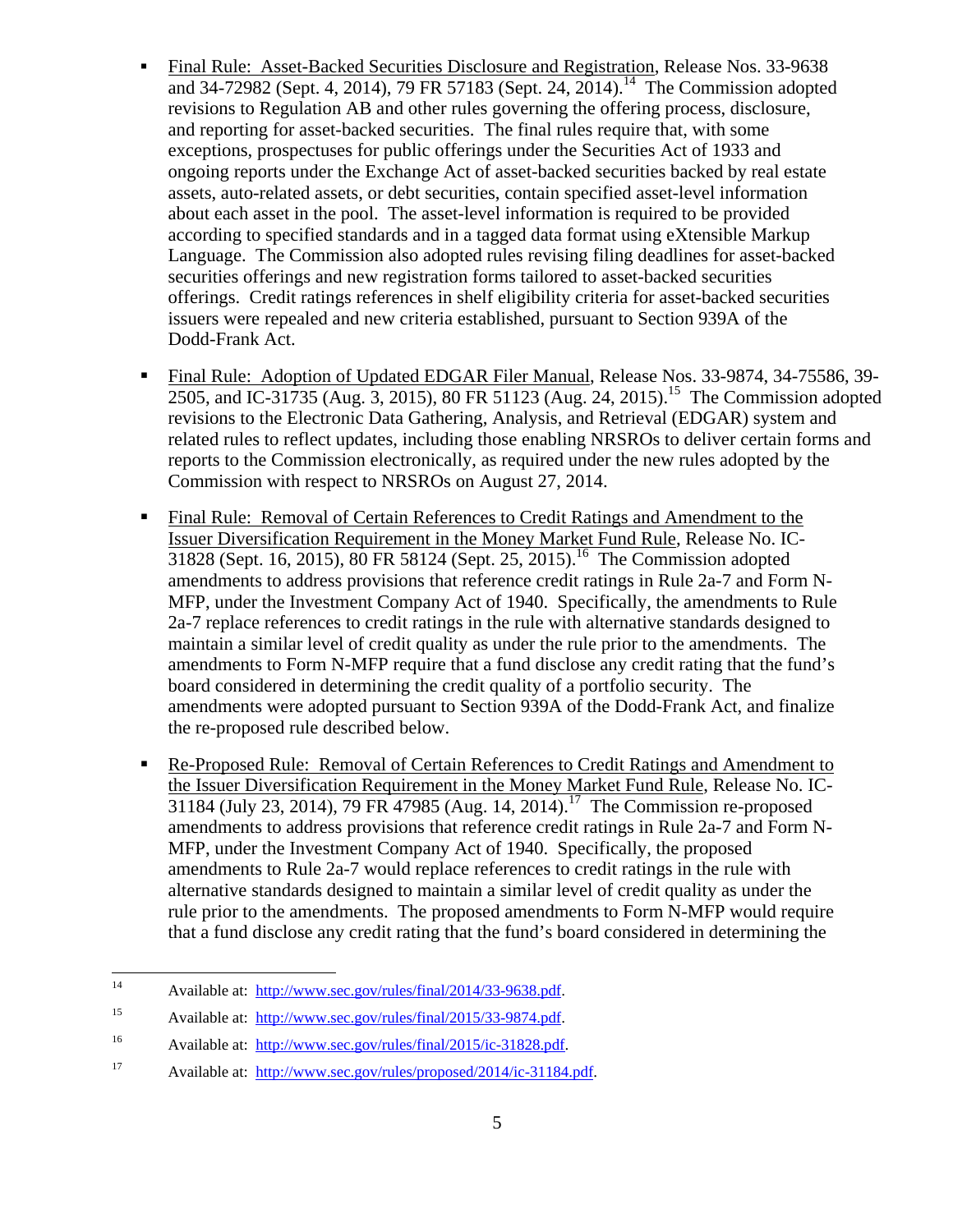- Final Rule: Asset-Backed Securities Disclosure and Registration, Release Nos. 33-9638 and 34-72982 (Sept. 4, 2014), 79 FR 57183 (Sept. 24, 2014).[14] The Commission adopted revisions to Regulation AB and other rules governing the offering process, disclosure, and reporting for asset-backed securities. The final rules require that, with some exceptions, prospectuses for public offerings under the Securities Act of 1933 and ongoing reports under the Exchange Act of asset-backed securities backed by real estate assets, auto-related assets, or debt securities, contain specified asset-level information about each asset in the pool. The asset-level information is required to be provided according to specified standards and in a tagged data format using eXtensible Markup Language. The Commission also adopted rules revising filing deadlines for asset-backed securities offerings and new registration forms tailored to asset-backed securities offerings. Credit ratings references in shelf eligibility criteria for asset-backed securities issuers were repealed and new criteria established, pursuant to Section 939A of the Dodd-Frank Act.

- Final Rule: Adoption of Updated EDGAR Filer Manual, Release Nos. 33-9874, 34-75586, 39-2505, and IC-31735 (Aug. 3, 2015), 80 FR 51123 (Aug. 24, 2015).[15] The Commission adopted revisions to the Electronic Data Gathering, Analysis, and Retrieval (EDGAR) system and related rules to reflect updates, including those enabling NRSROs to deliver certain forms and reports to the Commission electronically, as required under the new rules adopted by the Commission with respect to NRSROs on August 27, 2014.

- Final Rule: Removal of Certain References to Credit Ratings and Amendment to the Issuer Diversification Requirement in the Money Market Fund Rule, Release No. IC-31828 (Sept. 16, 2015), 80 FR 58124 (Sept. 25, 2015).[16] The Commission adopted amendments to address provisions that reference credit ratings in Rule 2a-7 and Form N-MFP, under the Investment Company Act of 1940. Specifically, the amendments to Rule 2a-7 replace references to credit ratings in the rule with alternative standards designed to maintain a similar level of credit quality as under the rule prior to the amendments. The amendments to Form N-MFP require that a fund disclose any credit rating that the fund's board considered in determining the credit quality of a portfolio security. The amendments were adopted pursuant to Section 939A of the Dodd-Frank Act, and finalize the re-proposed rule described below.

- Re-Proposed Rule: Removal of Certain References to Credit Ratings and Amendment to the Issuer Diversification Requirement in the Money Market Fund Rule, Release No. IC-31184 (July 23, 2014), 79 FR 47985 (Aug. 14, 2014).[17] The Commission re-proposed amendments to address provisions that reference credit ratings in Rule 2a-7 and Form N-MFP, under the Investment Company Act of 1940. Specifically, the proposed amendments to Rule 2a-7 would replace references to credit ratings in the rule with alternative standards designed to maintain a similar level of credit quality as under the rule prior to the amendments. The proposed amendments to Form N-MFP would require that a fund disclose any credit rating that the fund's board considered in determining the

---

[14] Available at: http://www.sec.gov/rules/final/2014/33-9638.pdf.

[15] Available at: http://www.sec.gov/rules/final/2015/33-9874.pdf.

[16] Available at: http://www.sec.gov/rules/final/2015/ic-31828.pdf.

[17] Available at: http://www.sec.gov/rules/proposed/2014/ic-31184.pdf.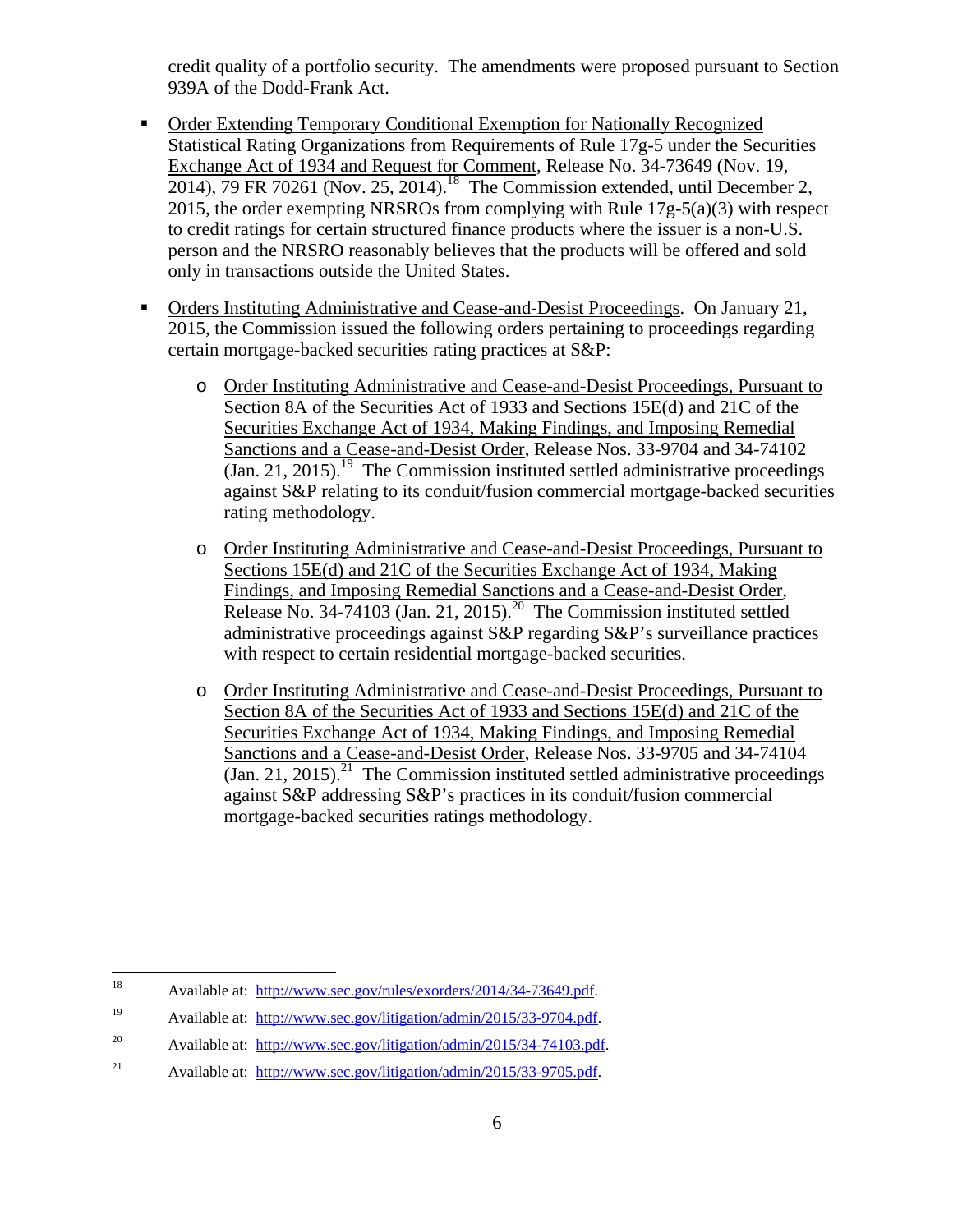credit quality of a portfolio security. The amendments were proposed pursuant to Section 939A of the Dodd-Frank Act.

- Order Extending Temporary Conditional Exemption for Nationally Recognized Statistical Rating Organizations from Requirements of Rule 17g-5 under the Securities Exchange Act of 1934 and Request for Comment, Release No. 34-73649 (Nov. 19, 2014), 79 FR 70261 (Nov. 25, 2014).[18] The Commission extended, until December 2, 2015, the order exempting NRSROs from complying with Rule 17g-5(a)(3) with respect to credit ratings for certain structured finance products where the issuer is a non-U.S. person and the NRSRO reasonably believes that the products will be offered and sold only in transactions outside the United States.

- Orders Instituting Administrative and Cease-and-Desist Proceedings. On January 21, 2015, the Commission issued the following orders pertaining to proceedings regarding certain mortgage-backed securities rating practices at S&P:

  - Order Instituting Administrative and Cease-and-Desist Proceedings, Pursuant to Section 8A of the Securities Act of 1933 and Sections 15E(d) and 21C of the Securities Exchange Act of 1934, Making Findings, and Imposing Remedial Sanctions and a Cease-and-Desist Order, Release Nos. 33-9704 and 34-74102 (Jan. 21, 2015).[19] The Commission instituted settled administrative proceedings against S&P relating to its conduit/fusion commercial mortgage-backed securities rating methodology.

  - Order Instituting Administrative and Cease-and-Desist Proceedings, Pursuant to Sections 15E(d) and 21C of the Securities Exchange Act of 1934, Making Findings, and Imposing Remedial Sanctions and a Cease-and-Desist Order, Release No. 34-74103 (Jan. 21, 2015).[20] The Commission instituted settled administrative proceedings against S&P regarding S&P's surveillance practices with respect to certain residential mortgage-backed securities.

  - Order Instituting Administrative and Cease-and-Desist Proceedings, Pursuant to Section 8A of the Securities Act of 1933 and Sections 15E(d) and 21C of the Securities Exchange Act of 1934, Making Findings, and Imposing Remedial Sanctions and a Cease-and-Desist Order, Release Nos. 33-9705 and 34-74104 (Jan. 21, 2015).[21] The Commission instituted settled administrative proceedings against S&P addressing S&P's practices in its conduit/fusion commercial mortgage-backed securities ratings methodology.

---

[18] Available at: http://www.sec.gov/rules/exorders/2014/34-73649.pdf.

[19] Available at: http://www.sec.gov/litigation/admin/2015/33-9704.pdf.

[20] Available at: http://www.sec.gov/litigation/admin/2015/34-74103.pdf.

[21] Available at: http://www.sec.gov/litigation/admin/2015/33-9705.pdf.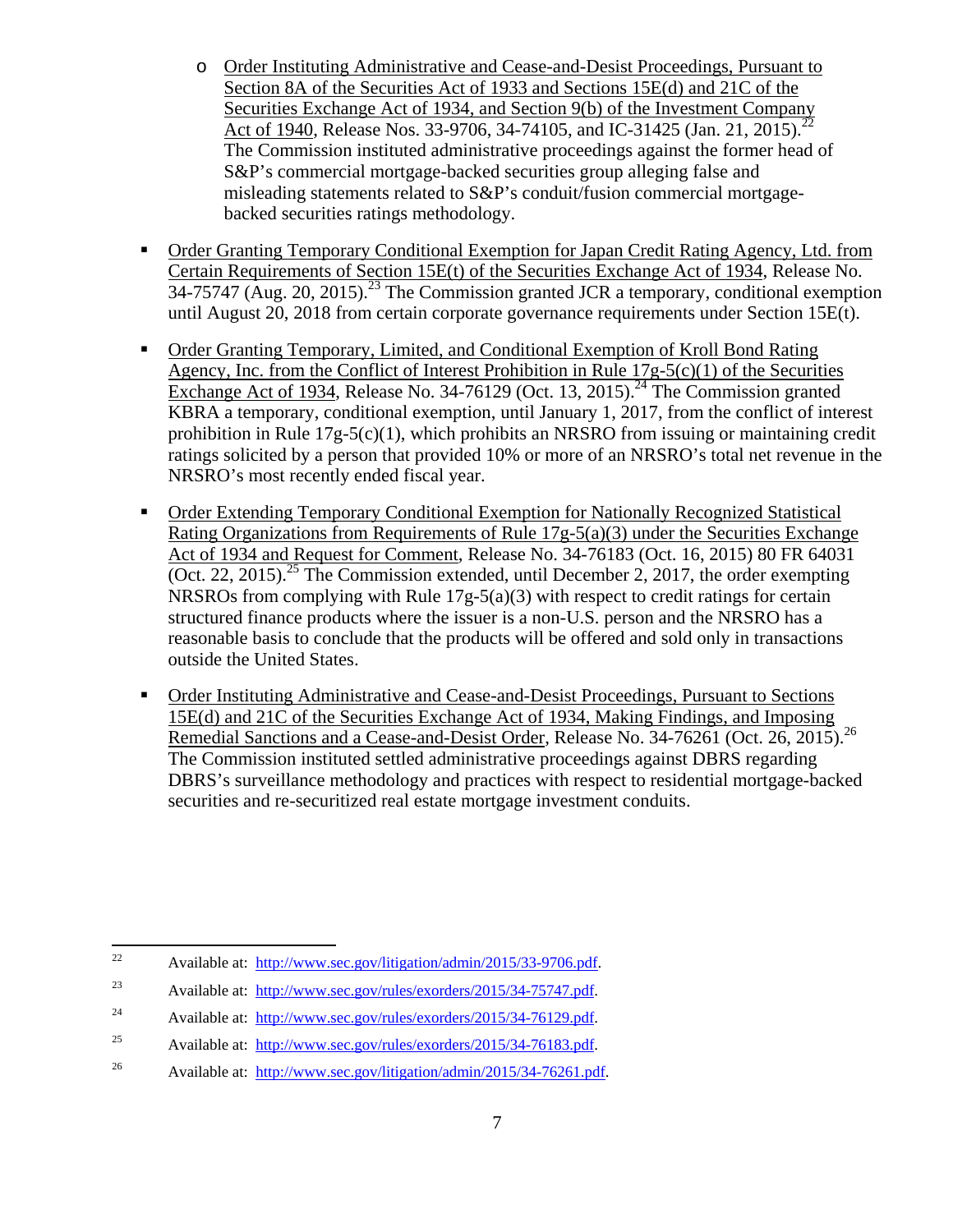- Order Instituting Administrative and Cease-and-Desist Proceedings, Pursuant to Section 8A of the Securities Act of 1933 and Sections 15E(d) and 21C of the Securities Exchange Act of 1934, and Section 9(b) of the Investment Company Act of 1940, Release Nos. 33-9706, 34-74105, and IC-31425 (Jan. 21, 2015).[22] The Commission instituted administrative proceedings against the former head of S&P's commercial mortgage-backed securities group alleging false and misleading statements related to S&P's conduit/fusion commercial mortgage-backed securities ratings methodology.

- Order Granting Temporary Conditional Exemption for Japan Credit Rating Agency, Ltd. from Certain Requirements of Section 15E(t) of the Securities Exchange Act of 1934, Release No. 34-75747 (Aug. 20, 2015).[23] The Commission granted JCR a temporary, conditional exemption until August 20, 2018 from certain corporate governance requirements under Section 15E(t).

- Order Granting Temporary, Limited, and Conditional Exemption of Kroll Bond Rating Agency, Inc. from the Conflict of Interest Prohibition in Rule 17g-5(c)(1) of the Securities Exchange Act of 1934, Release No. 34-76129 (Oct. 13, 2015).[24] The Commission granted KBRA a temporary, conditional exemption, until January 1, 2017, from the conflict of interest prohibition in Rule 17g-5(c)(1), which prohibits an NRSRO from issuing or maintaining credit ratings solicited by a person that provided 10% or more of an NRSRO's total net revenue in the NRSRO's most recently ended fiscal year.

- Order Extending Temporary Conditional Exemption for Nationally Recognized Statistical Rating Organizations from Requirements of Rule 17g-5(a)(3) under the Securities Exchange Act of 1934 and Request for Comment, Release No. 34-76183 (Oct. 16, 2015) 80 FR 64031 (Oct. 22, 2015).[25] The Commission extended, until December 2, 2017, the order exempting NRSROs from complying with Rule 17g-5(a)(3) with respect to credit ratings for certain structured finance products where the issuer is a non-U.S. person and the NRSRO has a reasonable basis to conclude that the products will be offered and sold only in transactions outside the United States.

- Order Instituting Administrative and Cease-and-Desist Proceedings, Pursuant to Sections 15E(d) and 21C of the Securities Exchange Act of 1934, Making Findings, and Imposing Remedial Sanctions and a Cease-and-Desist Order, Release No. 34-76261 (Oct. 26, 2015).[26] The Commission instituted settled administrative proceedings against DBRS regarding DBRS's surveillance methodology and practices with respect to residential mortgage-backed securities and re-securitized real estate mortgage investment conduits.

---

[22] Available at: http://www.sec.gov/litigation/admin/2015/33-9706.pdf.

[23] Available at: http://www.sec.gov/rules/exorders/2015/34-75747.pdf.

[24] Available at: http://www.sec.gov/rules/exorders/2015/34-76129.pdf.

[25] Available at: http://www.sec.gov/rules/exorders/2015/34-76183.pdf.

[26] Available at: http://www.sec.gov/litigation/admin/2015/34-76261.pdf.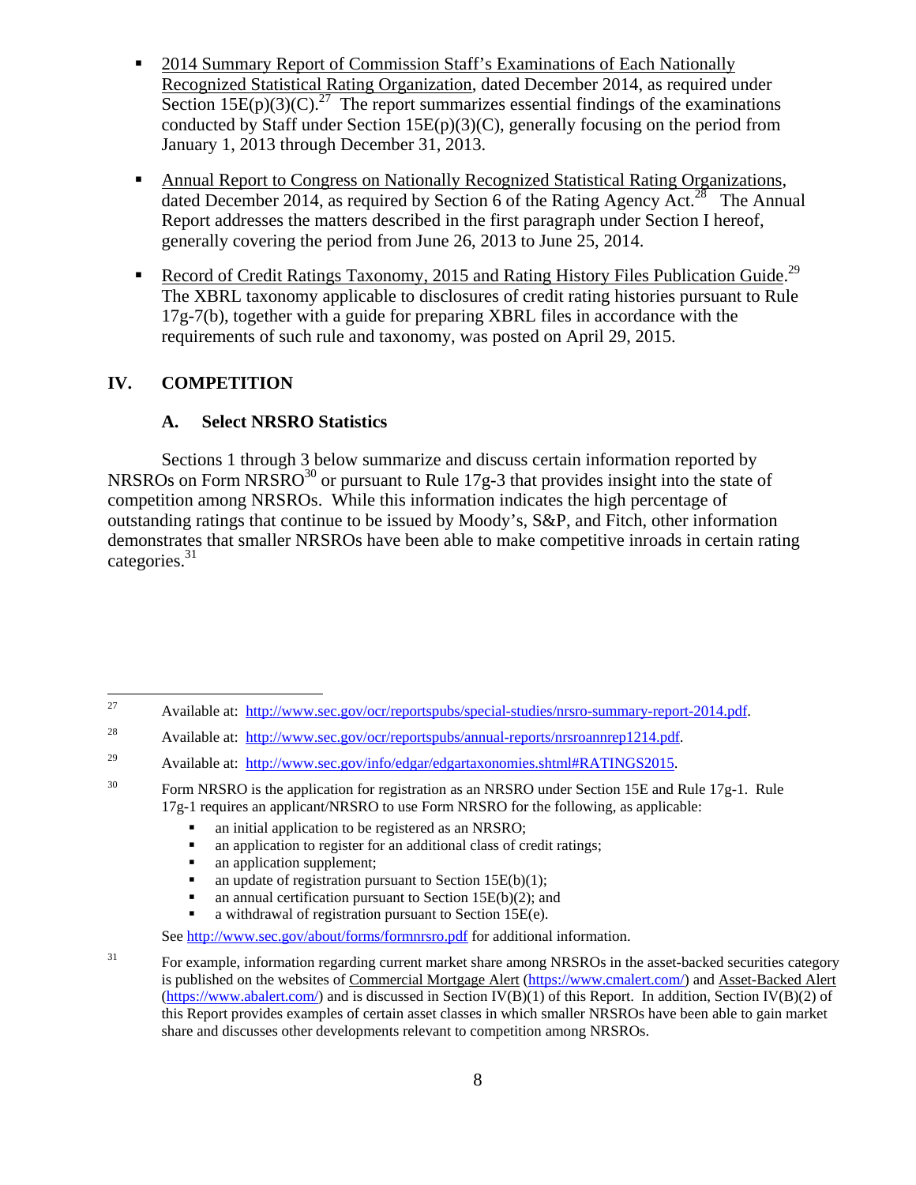- 2014 Summary Report of Commission Staff's Examinations of Each Nationally Recognized Statistical Rating Organization, dated December 2014, as required under Section 15E(p)(3)(C).[27] The report summarizes essential findings of the examinations conducted by Staff under Section 15E(p)(3)(C), generally focusing on the period from January 1, 2013 through December 31, 2013.

- Annual Report to Congress on Nationally Recognized Statistical Rating Organizations, dated December 2014, as required by Section 6 of the Rating Agency Act.[28] The Annual Report addresses the matters described in the first paragraph under Section I hereof, generally covering the period from June 26, 2013 to June 25, 2014.

- Record of Credit Ratings Taxonomy, 2015 and Rating History Files Publication Guide.[29] The XBRL taxonomy applicable to disclosures of credit rating histories pursuant to Rule 17g-7(b), together with a guide for preparing XBRL files in accordance with the requirements of such rule and taxonomy, was posted on April 29, 2015.

## IV. COMPETITION

### A. Select NRSRO Statistics

Sections 1 through 3 below summarize and discuss certain information reported by NRSROs on Form NRSRO[30] or pursuant to Rule 17g-3 that provides insight into the state of competition among NRSROs. While this information indicates the high percentage of outstanding ratings that continue to be issued by Moody's, S&P, and Fitch, other information demonstrates that smaller NRSROs have been able to make competitive inroads in certain rating categories.[31]

---

[27] Available at: http://www.sec.gov/ocr/reportspubs/special-studies/nrsro-summary-report-2014.pdf.

[28] Available at: http://www.sec.gov/ocr/reportspubs/annual-reports/nrsroannrep1214.pdf.

[29] Available at: http://www.sec.gov/info/edgar/edgartaxonomies.shtml#RATINGS2015.

[30] Form NRSRO is the application for registration as an NRSRO under Section 15E and Rule 17g-1. Rule 17g-1 requires an applicant/NRSRO to use Form NRSRO for the following, as applicable:

- an initial application to be registered as an NRSRO;
- an application to register for an additional class of credit ratings;
- an application supplement;
- an update of registration pursuant to Section 15E(b)(1);
- an annual certification pursuant to Section 15E(b)(2); and
- a withdrawal of registration pursuant to Section 15E(e).

See http://www.sec.gov/about/forms/formnrsro.pdf for additional information.

[31] For example, information regarding current market share among NRSROs in the asset-backed securities category is published on the websites of Commercial Mortgage Alert (https://www.cmalert.com/) and Asset-Backed Alert (https://www.abalert.com/) and is discussed in Section IV(B)(1) of this Report. In addition, Section IV(B)(2) of this Report provides examples of certain asset classes in which smaller NRSROs have been able to gain market share and discusses other developments relevant to competition among NRSROs.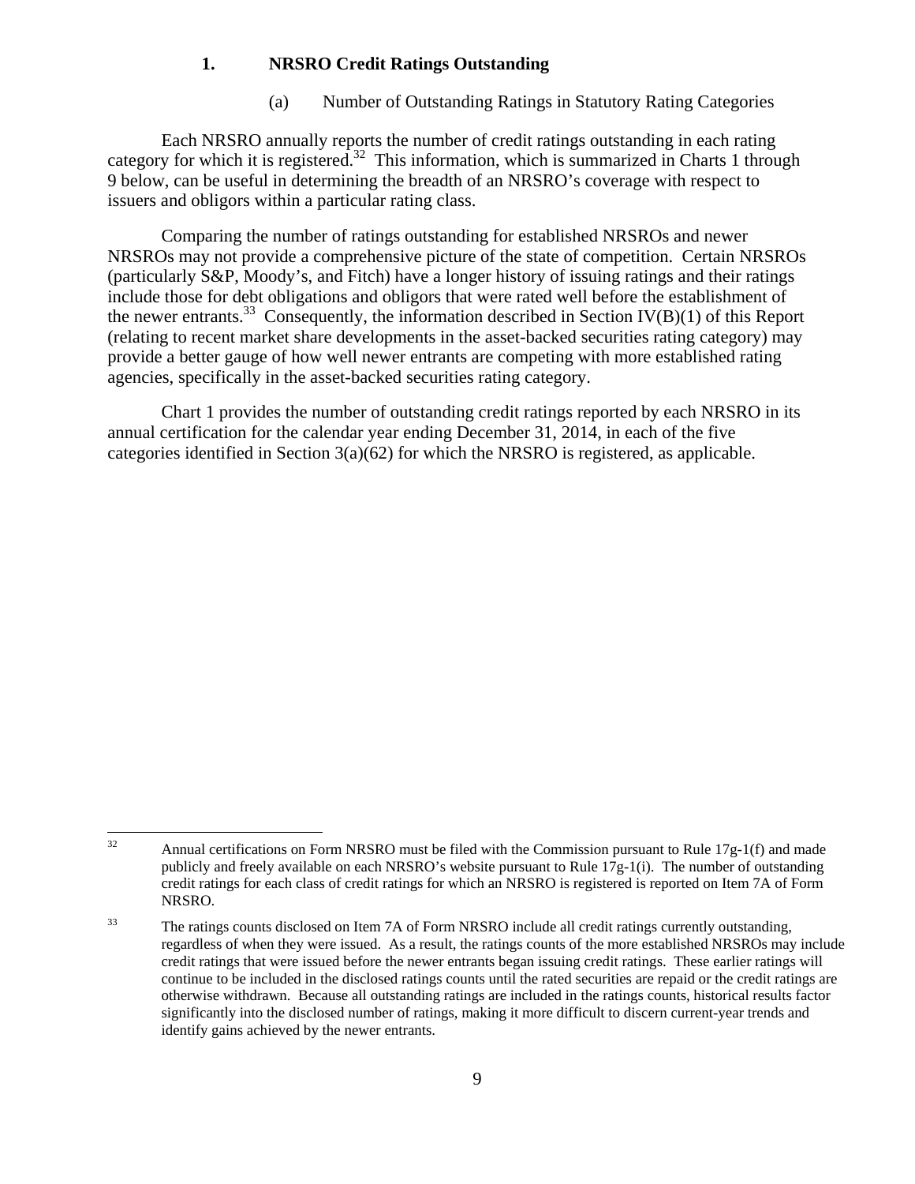### 1. NRSRO Credit Ratings Outstanding

#### (a) Number of Outstanding Ratings in Statutory Rating Categories

Each NRSRO annually reports the number of credit ratings outstanding in each rating category for which it is registered.[32] This information, which is summarized in Charts 1 through 9 below, can be useful in determining the breadth of an NRSRO's coverage with respect to issuers and obligors within a particular rating class.

Comparing the number of ratings outstanding for established NRSROs and newer NRSROs may not provide a comprehensive picture of the state of competition. Certain NRSROs (particularly S&P, Moody's, and Fitch) have a longer history of issuing ratings and their ratings include those for debt obligations and obligors that were rated well before the establishment of the newer entrants.[33] Consequently, the information described in Section IV(B)(1) of this Report (relating to recent market share developments in the asset-backed securities rating category) may provide a better gauge of how well newer entrants are competing with more established rating agencies, specifically in the asset-backed securities rating category.

Chart 1 provides the number of outstanding credit ratings reported by each NRSRO in its annual certification for the calendar year ending December 31, 2014, in each of the five categories identified in Section 3(a)(62) for which the NRSRO is registered, as applicable.

---

[32] Annual certifications on Form NRSRO must be filed with the Commission pursuant to Rule 17g-1(f) and made publicly and freely available on each NRSRO's website pursuant to Rule 17g-1(i). The number of outstanding credit ratings for each class of credit ratings for which an NRSRO is registered is reported on Item 7A of Form NRSRO.

[33] The ratings counts disclosed on Item 7A of Form NRSRO include all credit ratings currently outstanding, regardless of when they were issued. As a result, the ratings counts of the more established NRSROs may include credit ratings that were issued before the newer entrants began issuing credit ratings. These earlier ratings will continue to be included in the disclosed ratings counts until the rated securities are repaid or the credit ratings are otherwise withdrawn. Because all outstanding ratings are included in the ratings counts, historical results factor significantly into the disclosed number of ratings, making it more difficult to discern current-year trends and identify gains achieved by the newer entrants.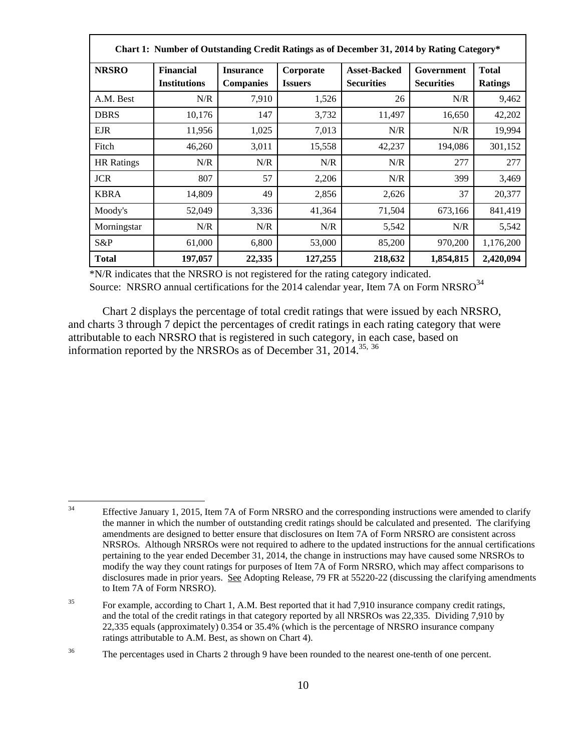**Chart 1: Number of Outstanding Credit Ratings as of December 31, 2014 by Rating Category***

| NRSRO | Financial Institutions | Insurance Companies | Corporate Issuers | Asset-Backed Securities | Government Securities | Total Ratings |
|---|---|---|---|---|---|---|
| A.M. Best | N/R | 7,910 | 1,526 | 26 | N/R | 9,462 |
| DBRS | 10,176 | 147 | 3,732 | 11,497 | 16,650 | 42,202 |
| EJR | 11,956 | 1,025 | 7,013 | N/R | N/R | 19,994 |
| Fitch | 46,260 | 3,011 | 15,558 | 42,237 | 194,086 | 301,152 |
| HR Ratings | N/R | N/R | N/R | N/R | 277 | 277 |
| JCR | 807 | 57 | 2,206 | N/R | 399 | 3,469 |
| KBRA | 14,809 | 49 | 2,856 | 2,626 | 37 | 20,377 |
| Moody's | 52,049 | 3,336 | 41,364 | 71,504 | 673,166 | 841,419 |
| Morningstar | N/R | N/R | N/R | 5,542 | N/R | 5,542 |
| S&P | 61,000 | 6,800 | 53,000 | 85,200 | 970,200 | 1,176,200 |
| **Total** | **197,057** | **22,335** | **127,255** | **218,632** | **1,854,815** | **2,420,094** |

*N/R indicates that the NRSRO is not registered for the rating category indicated.
Source: NRSRO annual certifications for the 2014 calendar year, Item 7A on Form NRSRO[34]

Chart 2 displays the percentage of total credit ratings that were issued by each NRSRO, and charts 3 through 7 depict the percentages of credit ratings in each rating category that were attributable to each NRSRO that is registered in such category, in each case, based on information reported by the NRSROs as of December 31, 2014.[35, 36]

---

[34] Effective January 1, 2015, Item 7A of Form NRSRO and the corresponding instructions were amended to clarify the manner in which the number of outstanding credit ratings should be calculated and presented. The clarifying amendments are designed to better ensure that disclosures on Item 7A of Form NRSRO are consistent across NRSROs. Although NRSROs were not required to adhere to the updated instructions for the annual certifications pertaining to the year ended December 31, 2014, the change in instructions may have caused some NRSROs to modify the way they count ratings for purposes of Item 7A of Form NRSRO, which may affect comparisons to disclosures made in prior years. See Adopting Release, 79 FR at 55220-22 (discussing the clarifying amendments to Item 7A of Form NRSRO).

[35] For example, according to Chart 1, A.M. Best reported that it had 7,910 insurance company credit ratings, and the total of the credit ratings in that category reported by all NRSROs was 22,335. Dividing 7,910 by 22,335 equals (approximately) 0.354 or 35.4% (which is the percentage of NRSRO insurance company ratings attributable to A.M. Best, as shown on Chart 4).

[36] The percentages used in Charts 2 through 9 have been rounded to the nearest one-tenth of one percent.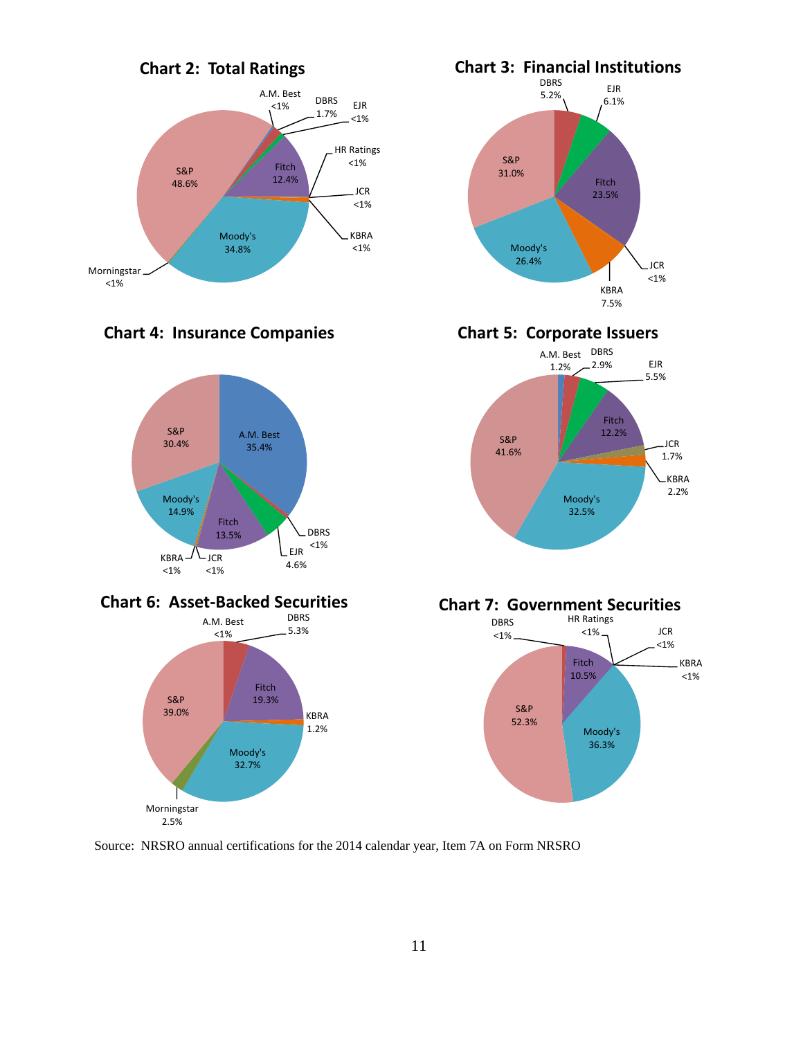**Chart 2: Total Ratings**

| Rating Agency | Share |
|---|---|
| S&P | 48.6% |
| Moody's | 34.8% |
| Fitch | 12.4% |
| DBRS | 1.7% |
| A.M. Best | <1% |
| EJR | <1% |
| HR Ratings | <1% |
| JCR | <1% |
| KBRA | <1% |
| Morningstar | <1% |

**Chart 3: Financial Institutions**

| Rating Agency | Share |
|---|---|
| S&P | 31.0% |
| Moody's | 26.4% |
| Fitch | 23.5% |
| KBRA | 7.5% |
| EJR | 6.1% |
| DBRS | 5.2% |
| JCR | <1% |

**Chart 4: Insurance Companies**

| Rating Agency | Share |
|---|---|
| A.M. Best | 35.4% |
| S&P | 30.4% |
| Moody's | 14.9% |
| Fitch | 13.5% |
| EJR | 4.6% |
| DBRS | <1% |
| KBRA | <1% |
| JCR | <1% |

**Chart 5: Corporate Issuers**

| Rating Agency | Share |
|---|---|
| S&P | 41.6% |
| Moody's | 32.5% |
| Fitch | 12.2% |
| EJR | 5.5% |
| DBRS | 2.9% |
| KBRA | 2.2% |
| JCR | 1.7% |
| A.M. Best | 1.2% |

**Chart 6: Asset-Backed Securities**

| Rating Agency | Share |
|---|---|
| S&P | 39.0% |
| Moody's | 32.7% |
| Fitch | 19.3% |
| DBRS | 5.3% |
| Morningstar | 2.5% |
| KBRA | 1.2% |
| A.M. Best | <1% |

**Chart 7: Government Securities**

| Rating Agency | Share |
|---|---|
| S&P | 52.3% |
| Moody's | 36.3% |
| Fitch | 10.5% |
| DBRS | <1% |
| HR Ratings | <1% |
| JCR | <1% |
| KBRA | <1% |

Source: NRSRO annual certifications for the 2014 calendar year, Item 7A on Form NRSRO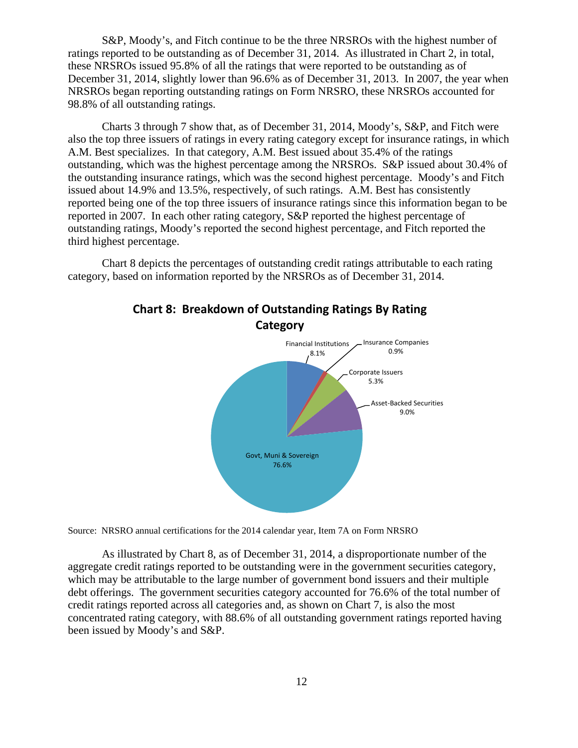S&P, Moody's, and Fitch continue to be the three NRSROs with the highest number of ratings reported to be outstanding as of December 31, 2014. As illustrated in Chart 2, in total, these NRSROs issued 95.8% of all the ratings that were reported to be outstanding as of December 31, 2014, slightly lower than 96.6% as of December 31, 2013. In 2007, the year when NRSROs began reporting outstanding ratings on Form NRSRO, these NRSROs accounted for 98.8% of all outstanding ratings.

Charts 3 through 7 show that, as of December 31, 2014, Moody's, S&P, and Fitch were also the top three issuers of ratings in every rating category except for insurance ratings, in which A.M. Best specializes. In that category, A.M. Best issued about 35.4% of the ratings outstanding, which was the highest percentage among the NRSROs. S&P issued about 30.4% of the outstanding insurance ratings, which was the second highest percentage. Moody's and Fitch issued about 14.9% and 13.5%, respectively, of such ratings. A.M. Best has consistently reported being one of the top three issuers of insurance ratings since this information began to be reported in 2007. In each other rating category, S&P reported the highest percentage of outstanding ratings, Moody's reported the second highest percentage, and Fitch reported the third highest percentage.

Chart 8 depicts the percentages of outstanding credit ratings attributable to each rating category, based on information reported by the NRSROs as of December 31, 2014.

**Chart 8: Breakdown of Outstanding Ratings By Rating Category**

| Rating Category | Percentage |
|---|---|
| Financial Institutions | 8.1% |
| Insurance Companies | 0.9% |
| Corporate Issuers | 5.3% |
| Asset-Backed Securities | 9.0% |
| Govt, Muni & Sovereign | 76.6% |

Source: NRSRO annual certifications for the 2014 calendar year, Item 7A on Form NRSRO

As illustrated by Chart 8, as of December 31, 2014, a disproportionate number of the aggregate credit ratings reported to be outstanding were in the government securities category, which may be attributable to the large number of government bond issuers and their multiple debt offerings. The government securities category accounted for 76.6% of the total number of credit ratings reported across all categories and, as shown on Chart 7, is also the most concentrated rating category, with 88.6% of all outstanding government ratings reported having been issued by Moody's and S&P.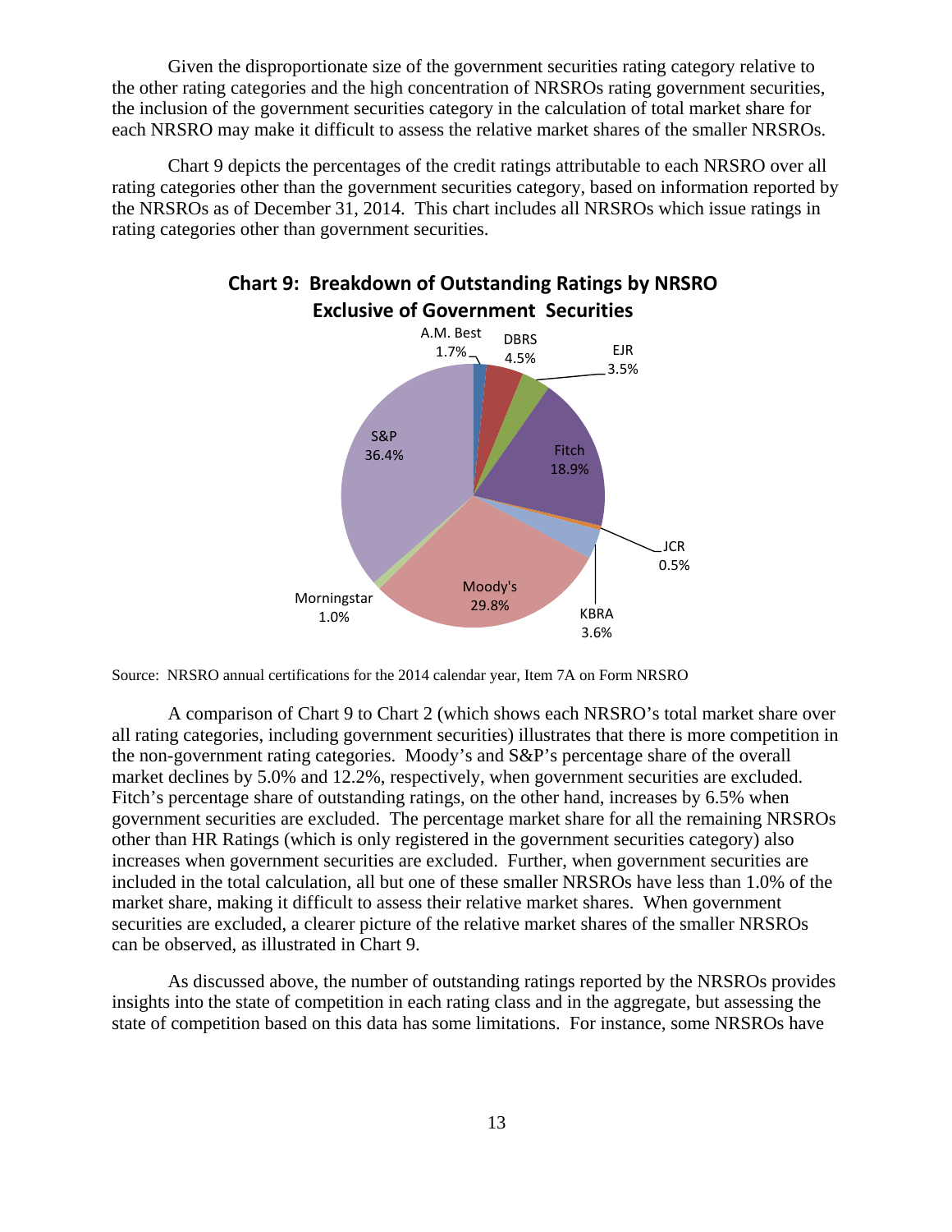Given the disproportionate size of the government securities rating category relative to the other rating categories and the high concentration of NRSROs rating government securities, the inclusion of the government securities category in the calculation of total market share for each NRSRO may make it difficult to assess the relative market shares of the smaller NRSROs.

Chart 9 depicts the percentages of the credit ratings attributable to each NRSRO over all rating categories other than the government securities category, based on information reported by the NRSROs as of December 31, 2014. This chart includes all NRSROs which issue ratings in rating categories other than government securities.

**Chart 9: Breakdown of Outstanding Ratings by NRSRO Exclusive of Government Securities**

| NRSRO | Share |
|---|---|
| A.M. Best | 1.7% |
| DBRS | 4.5% |
| EJR | 3.5% |
| Fitch | 18.9% |
| JCR | 0.5% |
| KBRA | 3.6% |
| Moody's | 29.8% |
| Morningstar | 1.0% |
| S&P | 36.4% |

Source: NRSRO annual certifications for the 2014 calendar year, Item 7A on Form NRSRO

A comparison of Chart 9 to Chart 2 (which shows each NRSRO's total market share over all rating categories, including government securities) illustrates that there is more competition in the non-government rating categories. Moody's and S&P's percentage share of the overall market declines by 5.0% and 12.2%, respectively, when government securities are excluded. Fitch's percentage share of outstanding ratings, on the other hand, increases by 6.5% when government securities are excluded. The percentage market share for all the remaining NRSROs other than HR Ratings (which is only registered in the government securities category) also increases when government securities are excluded. Further, when government securities are included in the total calculation, all but one of these smaller NRSROs have less than 1.0% of the market share, making it difficult to assess their relative market shares. When government securities are excluded, a clearer picture of the relative market shares of the smaller NRSROs can be observed, as illustrated in Chart 9.

As discussed above, the number of outstanding ratings reported by the NRSROs provides insights into the state of competition in each rating class and in the aggregate, but assessing the state of competition based on this data has some limitations. For instance, some NRSROs have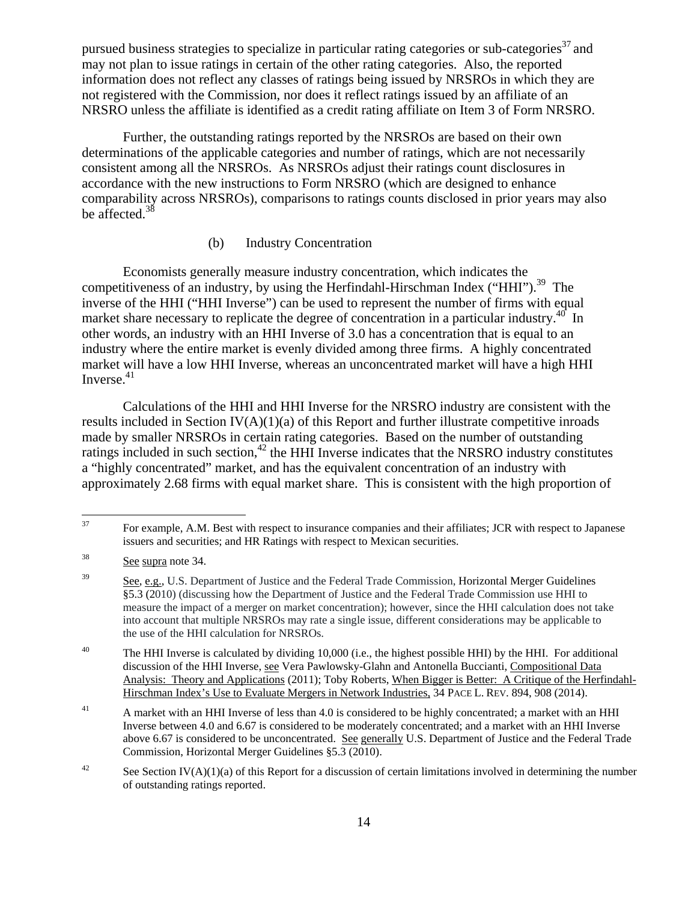pursued business strategies to specialize in particular rating categories or sub-categories[37] and may not plan to issue ratings in certain of the other rating categories. Also, the reported information does not reflect any classes of ratings being issued by NRSROs in which they are not registered with the Commission, nor does it reflect ratings issued by an affiliate of an NRSRO unless the affiliate is identified as a credit rating affiliate on Item 3 of Form NRSRO.

Further, the outstanding ratings reported by the NRSROs are based on their own determinations of the applicable categories and number of ratings, which are not necessarily consistent among all the NRSROs. As NRSROs adjust their ratings count disclosures in accordance with the new instructions to Form NRSRO (which are designed to enhance comparability across NRSROs), comparisons to ratings counts disclosed in prior years may also be affected.[38]

### (b) Industry Concentration

Economists generally measure industry concentration, which indicates the competitiveness of an industry, by using the Herfindahl-Hirschman Index ("HHI").[39] The inverse of the HHI ("HHI Inverse") can be used to represent the number of firms with equal market share necessary to replicate the degree of concentration in a particular industry.[40] In other words, an industry with an HHI Inverse of 3.0 has a concentration that is equal to an industry where the entire market is evenly divided among three firms. A highly concentrated market will have a low HHI Inverse, whereas an unconcentrated market will have a high HHI Inverse.[41]

Calculations of the HHI and HHI Inverse for the NRSRO industry are consistent with the results included in Section IV(A)(1)(a) of this Report and further illustrate competitive inroads made by smaller NRSROs in certain rating categories. Based on the number of outstanding ratings included in such section,[42] the HHI Inverse indicates that the NRSRO industry constitutes a "highly concentrated" market, and has the equivalent concentration of an industry with approximately 2.68 firms with equal market share. This is consistent with the high proportion of

---

[37] For example, A.M. Best with respect to insurance companies and their affiliates; JCR with respect to Japanese issuers and securities; and HR Ratings with respect to Mexican securities.

[38] See supra note 34.

[39] See, e.g., U.S. Department of Justice and the Federal Trade Commission, Horizontal Merger Guidelines §5.3 (2010) (discussing how the Department of Justice and the Federal Trade Commission use HHI to measure the impact of a merger on market concentration); however, since the HHI calculation does not take into account that multiple NRSROs may rate a single issue, different considerations may be applicable to the use of the HHI calculation for NRSROs.

[40] The HHI Inverse is calculated by dividing 10,000 (i.e., the highest possible HHI) by the HHI. For additional discussion of the HHI Inverse, see Vera Pawlowsky-Glahn and Antonella Buccianti, Compositional Data Analysis: Theory and Applications (2011); Toby Roberts, When Bigger is Better: A Critique of the Herfindahl-Hirschman Index's Use to Evaluate Mergers in Network Industries, 34 PACE L. REV. 894, 908 (2014).

[41] A market with an HHI Inverse of less than 4.0 is considered to be highly concentrated; a market with an HHI Inverse between 4.0 and 6.67 is considered to be moderately concentrated; and a market with an HHI Inverse above 6.67 is considered to be unconcentrated. See generally U.S. Department of Justice and the Federal Trade Commission, Horizontal Merger Guidelines §5.3 (2010).

[42] See Section IV(A)(1)(a) of this Report for a discussion of certain limitations involved in determining the number of outstanding ratings reported.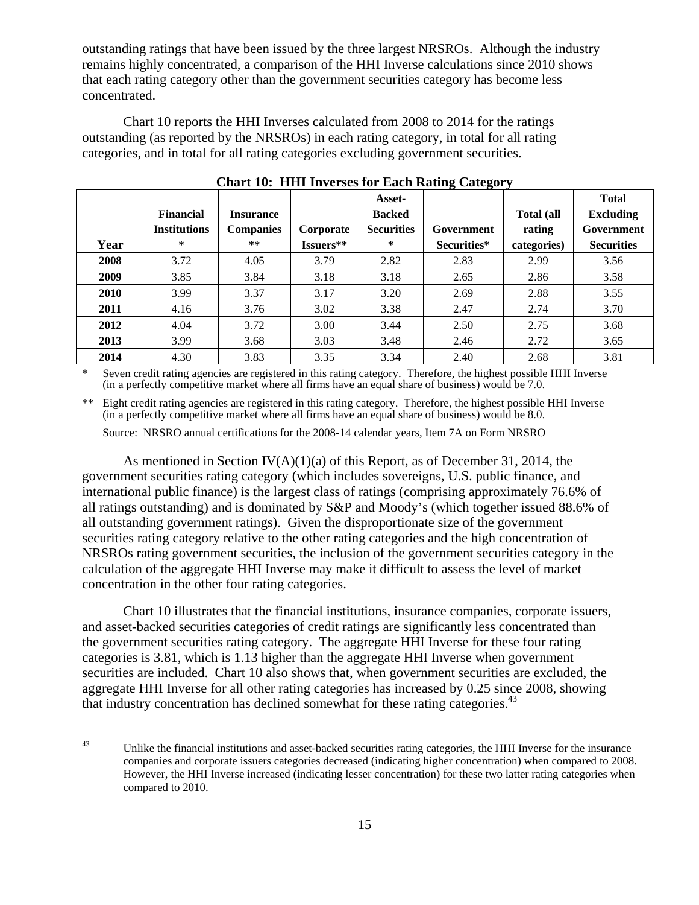outstanding ratings that have been issued by the three largest NRSROs. Although the industry remains highly concentrated, a comparison of the HHI Inverse calculations since 2010 shows that each rating category other than the government securities category has become less concentrated.

Chart 10 reports the HHI Inverses calculated from 2008 to 2014 for the ratings outstanding (as reported by the NRSROs) in each rating category, in total for all rating categories, and in total for all rating categories excluding government securities.

**Chart 10: HHI Inverses for Each Rating Category**

| Year | Financial Institutions * | Insurance Companies ** | Corporate Issuers** | Asset-Backed Securities * | Government Securities* | Total (all rating categories) | Total Excluding Government Securities |
|---|---|---|---|---|---|---|---|
| **2008** | 3.72 | 4.05 | 3.79 | 2.82 | 2.83 | 2.99 | 3.56 |
| **2009** | 3.85 | 3.84 | 3.18 | 3.18 | 2.65 | 2.86 | 3.58 |
| **2010** | 3.99 | 3.37 | 3.17 | 3.20 | 2.69 | 2.88 | 3.55 |
| **2011** | 4.16 | 3.76 | 3.02 | 3.38 | 2.47 | 2.74 | 3.70 |
| **2012** | 4.04 | 3.72 | 3.00 | 3.44 | 2.50 | 2.75 | 3.68 |
| **2013** | 3.99 | 3.68 | 3.03 | 3.48 | 2.46 | 2.72 | 3.65 |
| **2014** | 4.30 | 3.83 | 3.35 | 3.34 | 2.40 | 2.68 | 3.81 |

\* Seven credit rating agencies are registered in this rating category. Therefore, the highest possible HHI Inverse (in a perfectly competitive market where all firms have an equal share of business) would be 7.0.

\** Eight credit rating agencies are registered in this rating category. Therefore, the highest possible HHI Inverse (in a perfectly competitive market where all firms have an equal share of business) would be 8.0.

Source: NRSRO annual certifications for the 2008-14 calendar years, Item 7A on Form NRSRO

As mentioned in Section IV(A)(1)(a) of this Report, as of December 31, 2014, the government securities rating category (which includes sovereigns, U.S. public finance, and international public finance) is the largest class of ratings (comprising approximately 76.6% of all ratings outstanding) and is dominated by S&P and Moody's (which together issued 88.6% of all outstanding government ratings). Given the disproportionate size of the government securities rating category relative to the other rating categories and the high concentration of NRSROs rating government securities, the inclusion of the government securities category in the calculation of the aggregate HHI Inverse may make it difficult to assess the level of market concentration in the other four rating categories.

Chart 10 illustrates that the financial institutions, insurance companies, corporate issuers, and asset-backed securities categories of credit ratings are significantly less concentrated than the government securities rating category. The aggregate HHI Inverse for these four rating categories is 3.81, which is 1.13 higher than the aggregate HHI Inverse when government securities are included. Chart 10 also shows that, when government securities are excluded, the aggregate HHI Inverse for all other rating categories has increased by 0.25 since 2008, showing that industry concentration has declined somewhat for these rating categories.[43]

[43] Unlike the financial institutions and asset-backed securities rating categories, the HHI Inverse for the insurance companies and corporate issuers categories decreased (indicating higher concentration) when compared to 2008. However, the HHI Inverse increased (indicating lesser concentration) for these two latter rating categories when compared to 2010.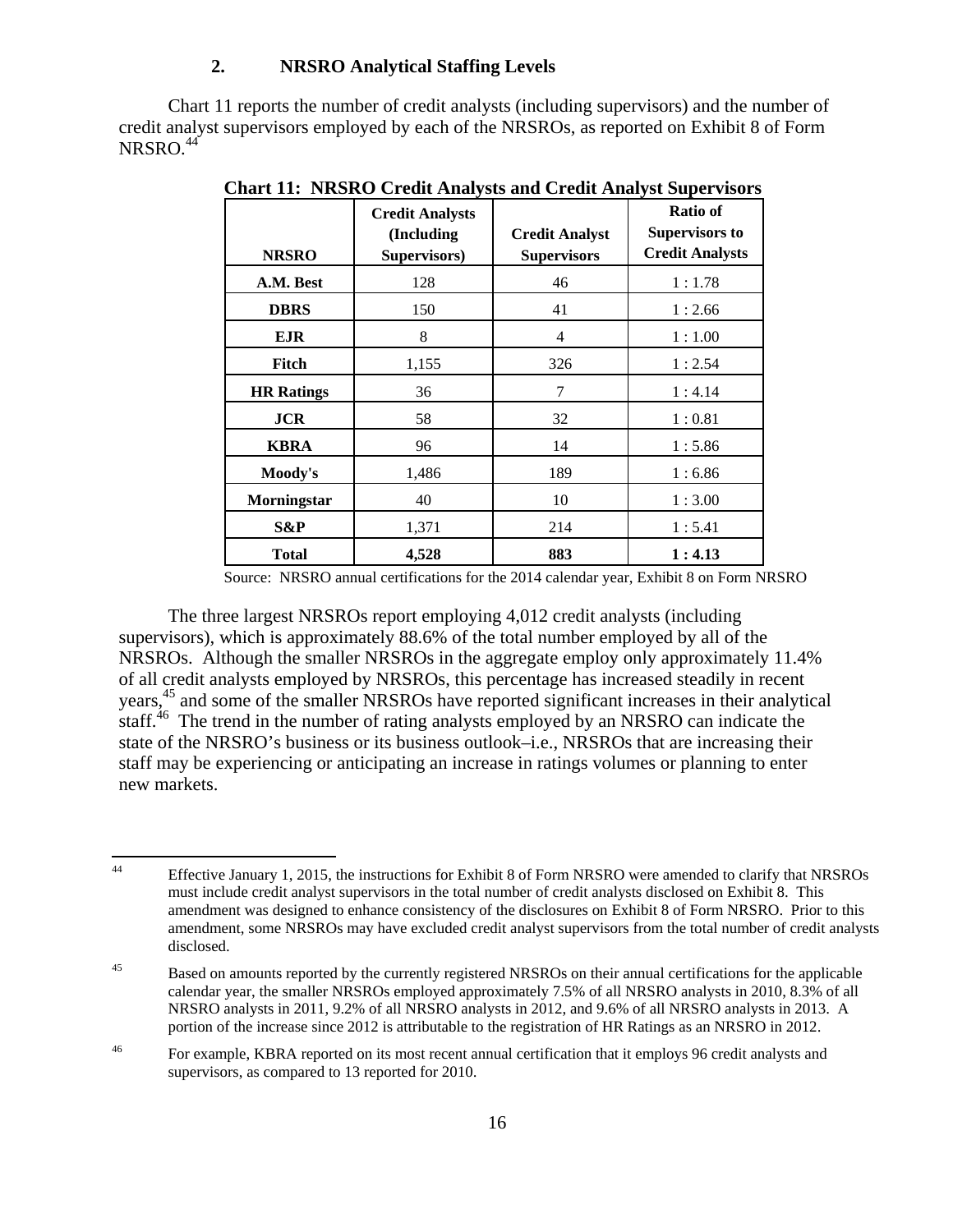### 2. NRSRO Analytical Staffing Levels

Chart 11 reports the number of credit analysts (including supervisors) and the number of credit analyst supervisors employed by each of the NRSROs, as reported on Exhibit 8 of Form NRSRO.[44]

**Chart 11: NRSRO Credit Analysts and Credit Analyst Supervisors**

| NRSRO | Credit Analysts (Including Supervisors) | Credit Analyst Supervisors | Ratio of Supervisors to Credit Analysts |
|---|---|---|---|
| **A.M. Best** | 128 | 46 | 1 : 1.78 |
| **DBRS** | 150 | 41 | 1 : 2.66 |
| **EJR** | 8 | 4 | 1 : 1.00 |
| **Fitch** | 1,155 | 326 | 1 : 2.54 |
| **HR Ratings** | 36 | 7 | 1 : 4.14 |
| **JCR** | 58 | 32 | 1 : 0.81 |
| **KBRA** | 96 | 14 | 1 : 5.86 |
| **Moody's** | 1,486 | 189 | 1 : 6.86 |
| **Morningstar** | 40 | 10 | 1 : 3.00 |
| **S&P** | 1,371 | 214 | 1 : 5.41 |
| **Total** | **4,528** | **883** | **1 : 4.13** |

Source: NRSRO annual certifications for the 2014 calendar year, Exhibit 8 on Form NRSRO

The three largest NRSROs report employing 4,012 credit analysts (including supervisors), which is approximately 88.6% of the total number employed by all of the NRSROs. Although the smaller NRSROs in the aggregate employ only approximately 11.4% of all credit analysts employed by NRSROs, this percentage has increased steadily in recent years,[45] and some of the smaller NRSROs have reported significant increases in their analytical staff.[46] The trend in the number of rating analysts employed by an NRSRO can indicate the state of the NRSRO's business or its business outlook–i.e., NRSROs that are increasing their staff may be experiencing or anticipating an increase in ratings volumes or planning to enter new markets.

---

[44] Effective January 1, 2015, the instructions for Exhibit 8 of Form NRSRO were amended to clarify that NRSROs must include credit analyst supervisors in the total number of credit analysts disclosed on Exhibit 8. This amendment was designed to enhance consistency of the disclosures on Exhibit 8 of Form NRSRO. Prior to this amendment, some NRSROs may have excluded credit analyst supervisors from the total number of credit analysts disclosed.

[45] Based on amounts reported by the currently registered NRSROs on their annual certifications for the applicable calendar year, the smaller NRSROs employed approximately 7.5% of all NRSRO analysts in 2010, 8.3% of all NRSRO analysts in 2011, 9.2% of all NRSRO analysts in 2012, and 9.6% of all NRSRO analysts in 2013. A portion of the increase since 2012 is attributable to the registration of HR Ratings as an NRSRO in 2012.

[46] For example, KBRA reported on its most recent annual certification that it employs 96 credit analysts and supervisors, as compared to 13 reported for 2010.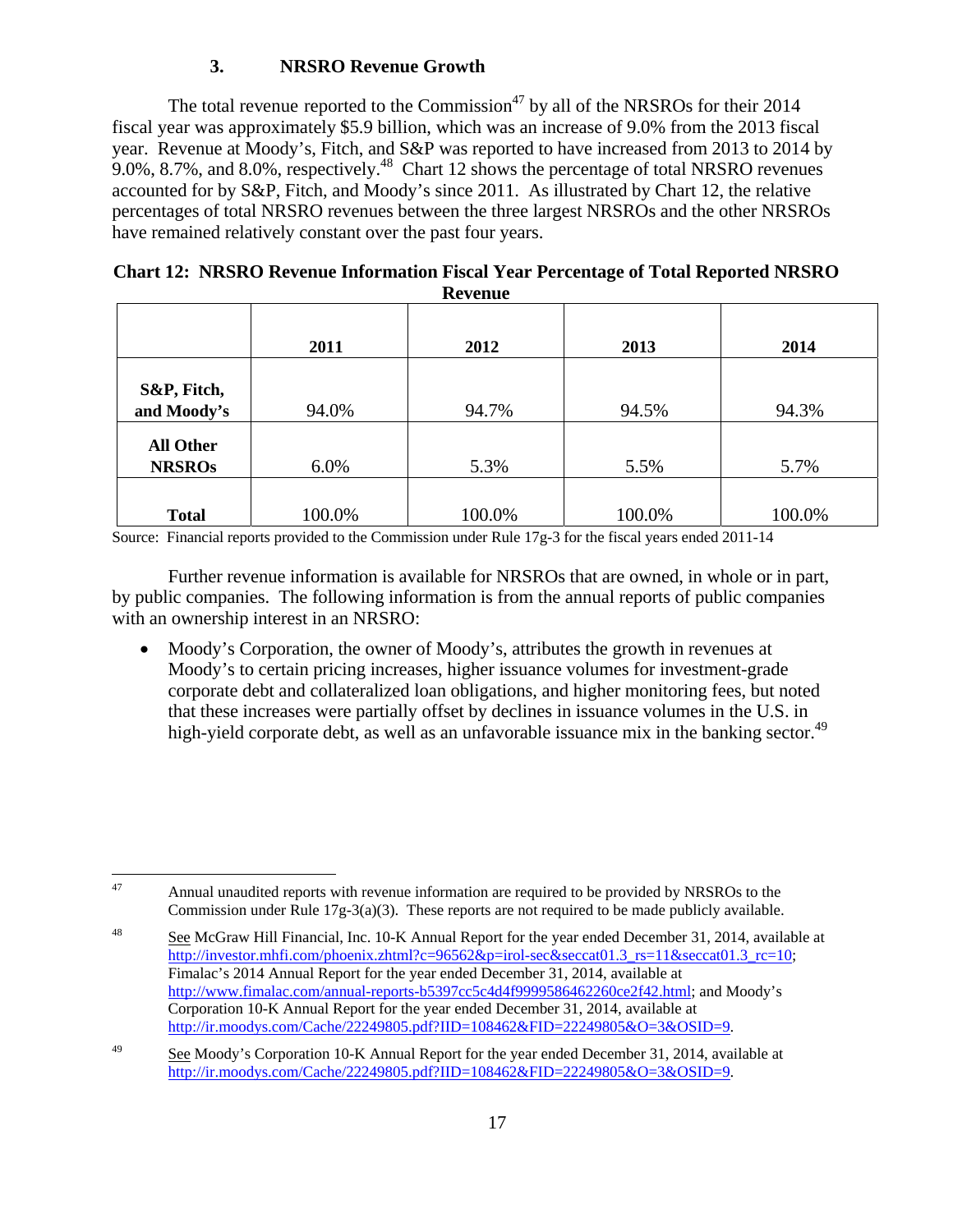### 3. NRSRO Revenue Growth

The total revenue reported to the Commission[47] by all of the NRSROs for their 2014 fiscal year was approximately $5.9 billion, which was an increase of 9.0% from the 2013 fiscal year. Revenue at Moody's, Fitch, and S&P was reported to have increased from 2013 to 2014 by 9.0%, 8.7%, and 8.0%, respectively.[48] Chart 12 shows the percentage of total NRSRO revenues accounted for by S&P, Fitch, and Moody's since 2011. As illustrated by Chart 12, the relative percentages of total NRSRO revenues between the three largest NRSROs and the other NRSROs have remained relatively constant over the past four years.

**Chart 12: NRSRO Revenue Information Fiscal Year Percentage of Total Reported NRSRO Revenue**

| | 2011 | 2012 | 2013 | 2014 |
|---|---|---|---|---|
| **S&P, Fitch, and Moody's** | 94.0% | 94.7% | 94.5% | 94.3% |
| **All Other NRSROs** | 6.0% | 5.3% | 5.5% | 5.7% |
| **Total** | 100.0% | 100.0% | 100.0% | 100.0% |

Source: Financial reports provided to the Commission under Rule 17g-3 for the fiscal years ended 2011-14

Further revenue information is available for NRSROs that are owned, in whole or in part, by public companies. The following information is from the annual reports of public companies with an ownership interest in an NRSRO:

- Moody's Corporation, the owner of Moody's, attributes the growth in revenues at Moody's to certain pricing increases, higher issuance volumes for investment-grade corporate debt and collateralized loan obligations, and higher monitoring fees, but noted that these increases were partially offset by declines in issuance volumes in the U.S. in high-yield corporate debt, as well as an unfavorable issuance mix in the banking sector.[49]

---

[47] Annual unaudited reports with revenue information are required to be provided by NRSROs to the Commission under Rule 17g-3(a)(3). These reports are not required to be made publicly available.

[48] See McGraw Hill Financial, Inc. 10-K Annual Report for the year ended December 31, 2014, available at http://investor.mhfi.com/phoenix.zhtml?c=96562&p=irol-sec&seccat01.3_rs=11&seccat01.3_rc=10; Fimalac's 2014 Annual Report for the year ended December 31, 2014, available at http://www.fimalac.com/annual-reports-b5397cc5c4d4f9999586462260ce2f42.html; and Moody's Corporation 10-K Annual Report for the year ended December 31, 2014, available at http://ir.moodys.com/Cache/22249805.pdf?IID=108462&FID=22249805&O=3&OSID=9.

[49] See Moody's Corporation 10-K Annual Report for the year ended December 31, 2014, available at http://ir.moodys.com/Cache/22249805.pdf?IID=108462&FID=22249805&O=3&OSID=9.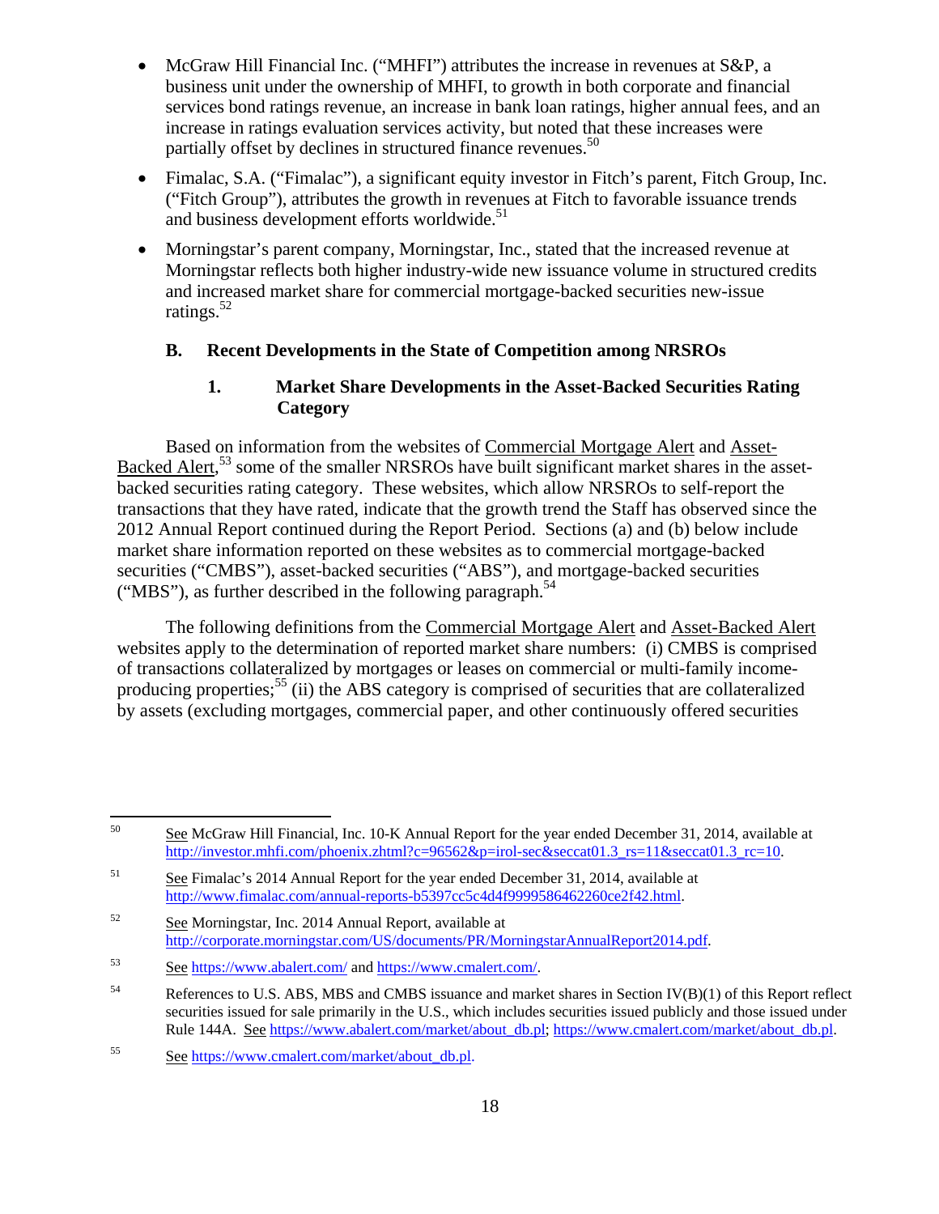- McGraw Hill Financial Inc. ("MHFI") attributes the increase in revenues at S&P, a business unit under the ownership of MHFI, to growth in both corporate and financial services bond ratings revenue, an increase in bank loan ratings, higher annual fees, and an increase in ratings evaluation services activity, but noted that these increases were partially offset by declines in structured finance revenues.[50]
- Fimalac, S.A. ("Fimalac"), a significant equity investor in Fitch's parent, Fitch Group, Inc. ("Fitch Group"), attributes the growth in revenues at Fitch to favorable issuance trends and business development efforts worldwide.[51]
- Morningstar's parent company, Morningstar, Inc., stated that the increased revenue at Morningstar reflects both higher industry-wide new issuance volume in structured credits and increased market share for commercial mortgage-backed securities new-issue ratings.[52]

### B. Recent Developments in the State of Competition among NRSROs

#### 1. Market Share Developments in the Asset-Backed Securities Rating Category

Based on information from the websites of Commercial Mortgage Alert and Asset-Backed Alert,[53] some of the smaller NRSROs have built significant market shares in the asset-backed securities rating category. These websites, which allow NRSROs to self-report the transactions that they have rated, indicate that the growth trend the Staff has observed since the 2012 Annual Report continued during the Report Period. Sections (a) and (b) below include market share information reported on these websites as to commercial mortgage-backed securities ("CMBS"), asset-backed securities ("ABS"), and mortgage-backed securities ("MBS"), as further described in the following paragraph.[54]

The following definitions from the Commercial Mortgage Alert and Asset-Backed Alert websites apply to the determination of reported market share numbers: (i) CMBS is comprised of transactions collateralized by mortgages or leases on commercial or multi-family income-producing properties;[55] (ii) the ABS category is comprised of securities that are collateralized by assets (excluding mortgages, commercial paper, and other continuously offered securities

---

[50] See McGraw Hill Financial, Inc. 10-K Annual Report for the year ended December 31, 2014, available at http://investor.mhfi.com/phoenix.zhtml?c=96562&p=irol-sec&seccat01.3_rs=11&seccat01.3_rc=10.

[51] See Fimalac's 2014 Annual Report for the year ended December 31, 2014, available at http://www.fimalac.com/annual-reports-b5397cc5c4d4f9999586462260ce2f42.html.

[52] See Morningstar, Inc. 2014 Annual Report, available at http://corporate.morningstar.com/US/documents/PR/MorningstarAnnualReport2014.pdf.

[53] See https://www.abalert.com/ and https://www.cmalert.com/.

[54] References to U.S. ABS, MBS and CMBS issuance and market shares in Section IV(B)(1) of this Report reflect securities issued for sale primarily in the U.S., which includes securities issued publicly and those issued under Rule 144A. See https://www.abalert.com/market/about_db.pl; https://www.cmalert.com/market/about_db.pl.

[55] See https://www.cmalert.com/market/about_db.pl.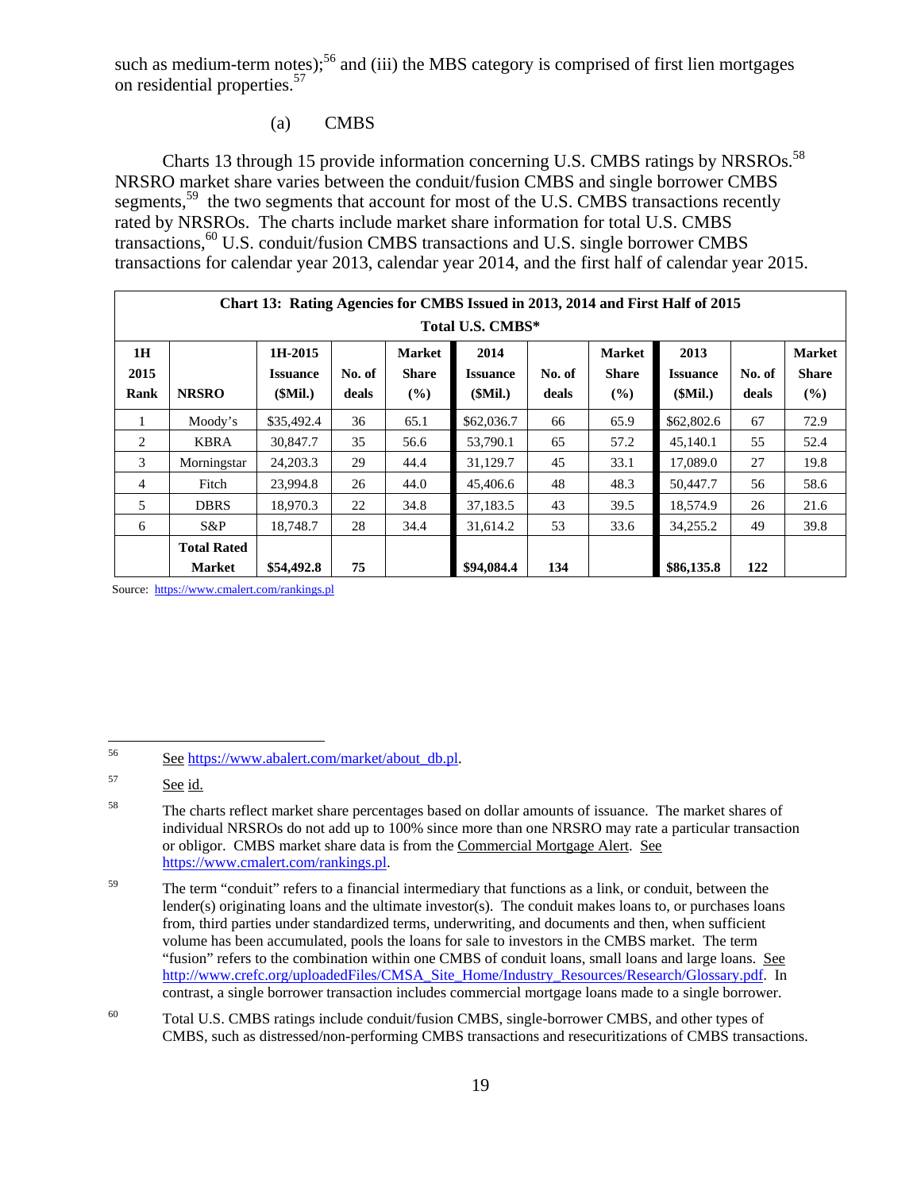such as medium-term notes);[56] and (iii) the MBS category is comprised of first lien mortgages on residential properties.[57]

(a) CMBS

Charts 13 through 15 provide information concerning U.S. CMBS ratings by NRSROs.[58] NRSRO market share varies between the conduit/fusion CMBS and single borrower CMBS segments,[59] the two segments that account for most of the U.S. CMBS transactions recently rated by NRSROs. The charts include market share information for total U.S. CMBS transactions,[60] U.S. conduit/fusion CMBS transactions and U.S. single borrower CMBS transactions for calendar year 2013, calendar year 2014, and the first half of calendar year 2015.

**Chart 13: Rating Agencies for CMBS Issued in 2013, 2014 and First Half of 2015**

**Total U.S. CMBS***

| 1H 2015 Rank | NRSRO | 1H-2015 Issuance ($Mil.) | No. of deals | Market Share (%) | 2014 Issuance ($Mil.) | No. of deals | Market Share (%) | 2013 Issuance ($Mil.) | No. of deals | Market Share (%) |
|---|---|---|---|---|---|---|---|---|---|---|
| 1 | Moody's | $35,492.4 | 36 | 65.1 | $62,036.7 | 66 | 65.9 | $62,802.6 | 67 | 72.9 |
| 2 | KBRA | 30,847.7 | 35 | 56.6 | 53,790.1 | 65 | 57.2 | 45,140.1 | 55 | 52.4 |
| 3 | Morningstar | 24,203.3 | 29 | 44.4 | 31,129.7 | 45 | 33.1 | 17,089.0 | 27 | 19.8 |
| 4 | Fitch | 23,994.8 | 26 | 44.0 | 45,406.6 | 48 | 48.3 | 50,447.7 | 56 | 58.6 |
| 5 | DBRS | 18,970.3 | 22 | 34.8 | 37,183.5 | 43 | 39.5 | 18,574.9 | 26 | 21.6 |
| 6 | S&P | 18,748.7 | 28 | 34.4 | 31,614.2 | 53 | 33.6 | 34,255.2 | 49 | 39.8 |
| | **Total Rated Market** | **$54,492.8** | **75** | | **$94,084.4** | **134** | | **$86,135.8** | **122** | |

Source: https://www.cmalert.com/rankings.pl

---

[56] See https://www.abalert.com/market/about_db.pl.

[57] See id.

[58] The charts reflect market share percentages based on dollar amounts of issuance. The market shares of individual NRSROs do not add up to 100% since more than one NRSRO may rate a particular transaction or obligor. CMBS market share data is from the Commercial Mortgage Alert. See https://www.cmalert.com/rankings.pl.

[59] The term "conduit" refers to a financial intermediary that functions as a link, or conduit, between the lender(s) originating loans and the ultimate investor(s). The conduit makes loans to, or purchases loans from, third parties under standardized terms, underwriting, and documents and then, when sufficient volume has been accumulated, pools the loans for sale to investors in the CMBS market. The term "fusion" refers to the combination within one CMBS of conduit loans, small loans and large loans. See http://www.crefc.org/uploadedFiles/CMSA_Site_Home/Industry_Resources/Research/Glossary.pdf. In contrast, a single borrower transaction includes commercial mortgage loans made to a single borrower.

[60] Total U.S. CMBS ratings include conduit/fusion CMBS, single-borrower CMBS, and other types of CMBS, such as distressed/non-performing CMBS transactions and resecuritizations of CMBS transactions.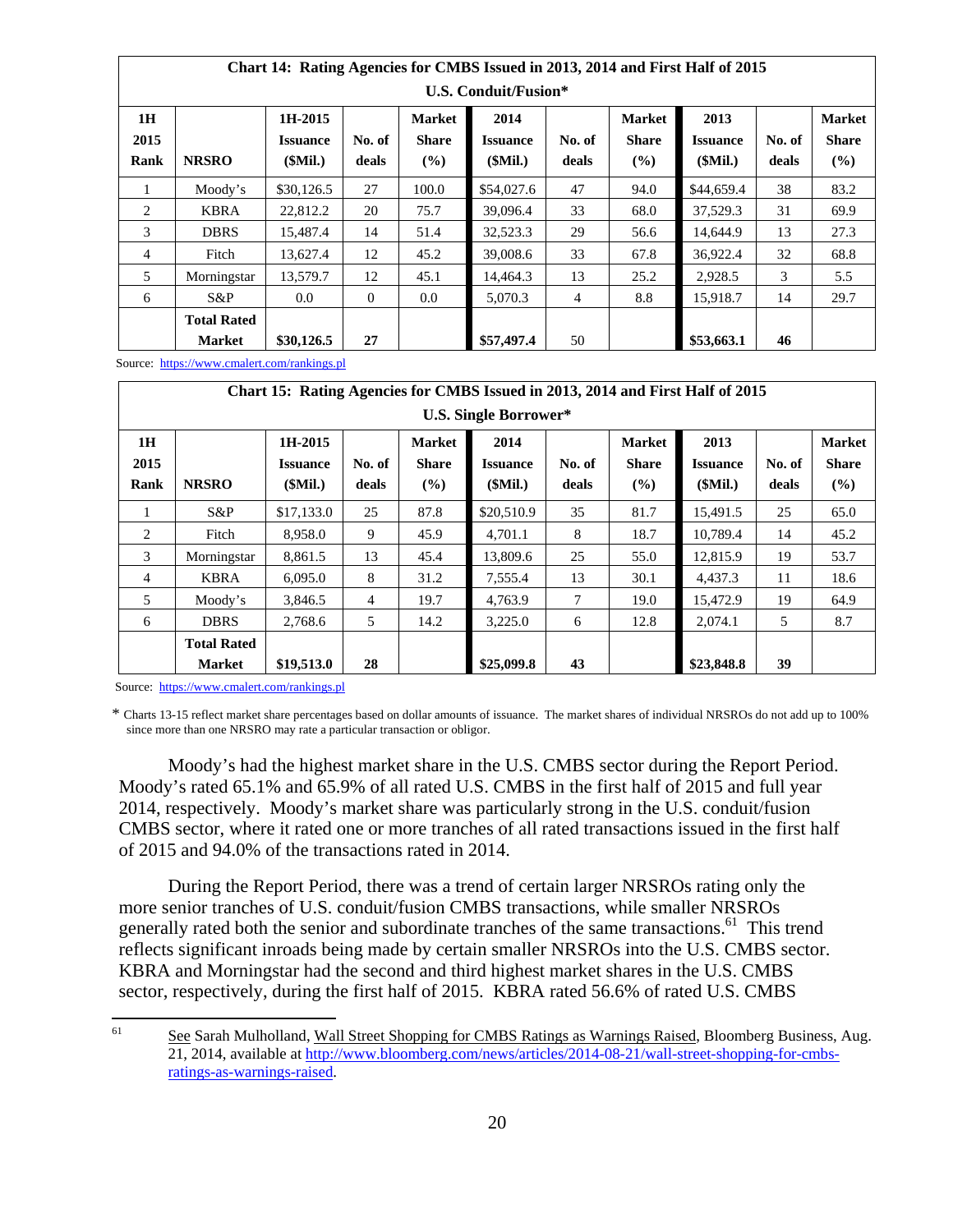**Chart 14: Rating Agencies for CMBS Issued in 2013, 2014 and First Half of 2015**
**U.S. Conduit/Fusion***

| 1H 2015 Rank | NRSRO | 1H-2015 Issuance ($Mil.) | No. of deals | Market Share (%) | 2014 Issuance ($Mil.) | No. of deals | Market Share (%) | 2013 Issuance ($Mil.) | No. of deals | Market Share (%) |
|---|---|---|---|---|---|---|---|---|---|---|
| 1 | Moody's | $30,126.5 | 27 | 100.0 | $54,027.6 | 47 | 94.0 | $44,659.4 | 38 | 83.2 |
| 2 | KBRA | 22,812.2 | 20 | 75.7 | 39,096.4 | 33 | 68.0 | 37,529.3 | 31 | 69.9 |
| 3 | DBRS | 15,487.4 | 14 | 51.4 | 32,523.3 | 29 | 56.6 | 14,644.9 | 13 | 27.3 |
| 4 | Fitch | 13,627.4 | 12 | 45.2 | 39,008.6 | 33 | 67.8 | 36,922.4 | 32 | 68.8 |
| 5 | Morningstar | 13,579.7 | 12 | 45.1 | 14,464.3 | 13 | 25.2 | 2,928.5 | 3 | 5.5 |
| 6 | S&P | 0.0 | 0 | 0.0 | 5,070.3 | 4 | 8.8 | 15,918.7 | 14 | 29.7 |
| | **Total Rated Market** | **$30,126.5** | **27** | | **$57,497.4** | 50 | | **$53,663.1** | **46** | |

Source: https://www.cmalert.com/rankings.pl

**Chart 15: Rating Agencies for CMBS Issued in 2013, 2014 and First Half of 2015**
**U.S. Single Borrower***

| 1H 2015 Rank | NRSRO | 1H-2015 Issuance ($Mil.) | No. of deals | Market Share (%) | 2014 Issuance ($Mil.) | No. of deals | Market Share (%) | 2013 Issuance ($Mil.) | No. of deals | Market Share (%) |
|---|---|---|---|---|---|---|---|---|---|---|
| 1 | S&P | $17,133.0 | 25 | 87.8 | $20,510.9 | 35 | 81.7 | 15,491.5 | 25 | 65.0 |
| 2 | Fitch | 8,958.0 | 9 | 45.9 | 4,701.1 | 8 | 18.7 | 10,789.4 | 14 | 45.2 |
| 3 | Morningstar | 8,861.5 | 13 | 45.4 | 13,809.6 | 25 | 55.0 | 12,815.9 | 19 | 53.7 |
| 4 | KBRA | 6,095.0 | 8 | 31.2 | 7,555.4 | 13 | 30.1 | 4,437.3 | 11 | 18.6 |
| 5 | Moody's | 3,846.5 | 4 | 19.7 | 4,763.9 | 7 | 19.0 | 15,472.9 | 19 | 64.9 |
| 6 | DBRS | 2,768.6 | 5 | 14.2 | 3,225.0 | 6 | 12.8 | 2,074.1 | 5 | 8.7 |
| | **Total Rated Market** | **$19,513.0** | **28** | | **$25,099.8** | **43** | | **$23,848.8** | **39** | |

Source: https://www.cmalert.com/rankings.pl

\* Charts 13-15 reflect market share percentages based on dollar amounts of issuance. The market shares of individual NRSROs do not add up to 100% since more than one NRSRO may rate a particular transaction or obligor.

Moody's had the highest market share in the U.S. CMBS sector during the Report Period. Moody's rated 65.1% and 65.9% of all rated U.S. CMBS in the first half of 2015 and full year 2014, respectively. Moody's market share was particularly strong in the U.S. conduit/fusion CMBS sector, where it rated one or more tranches of all rated transactions issued in the first half of 2015 and 94.0% of the transactions rated in 2014.

During the Report Period, there was a trend of certain larger NRSROs rating only the more senior tranches of U.S. conduit/fusion CMBS transactions, while smaller NRSROs generally rated both the senior and subordinate tranches of the same transactions.[61] This trend reflects significant inroads being made by certain smaller NRSROs into the U.S. CMBS sector. KBRA and Morningstar had the second and third highest market shares in the U.S. CMBS sector, respectively, during the first half of 2015. KBRA rated 56.6% of rated U.S. CMBS

[61] See Sarah Mulholland, Wall Street Shopping for CMBS Ratings as Warnings Raised, Bloomberg Business, Aug. 21, 2014, available at http://www.bloomberg.com/news/articles/2014-08-21/wall-street-shopping-for-cmbs-ratings-as-warnings-raised.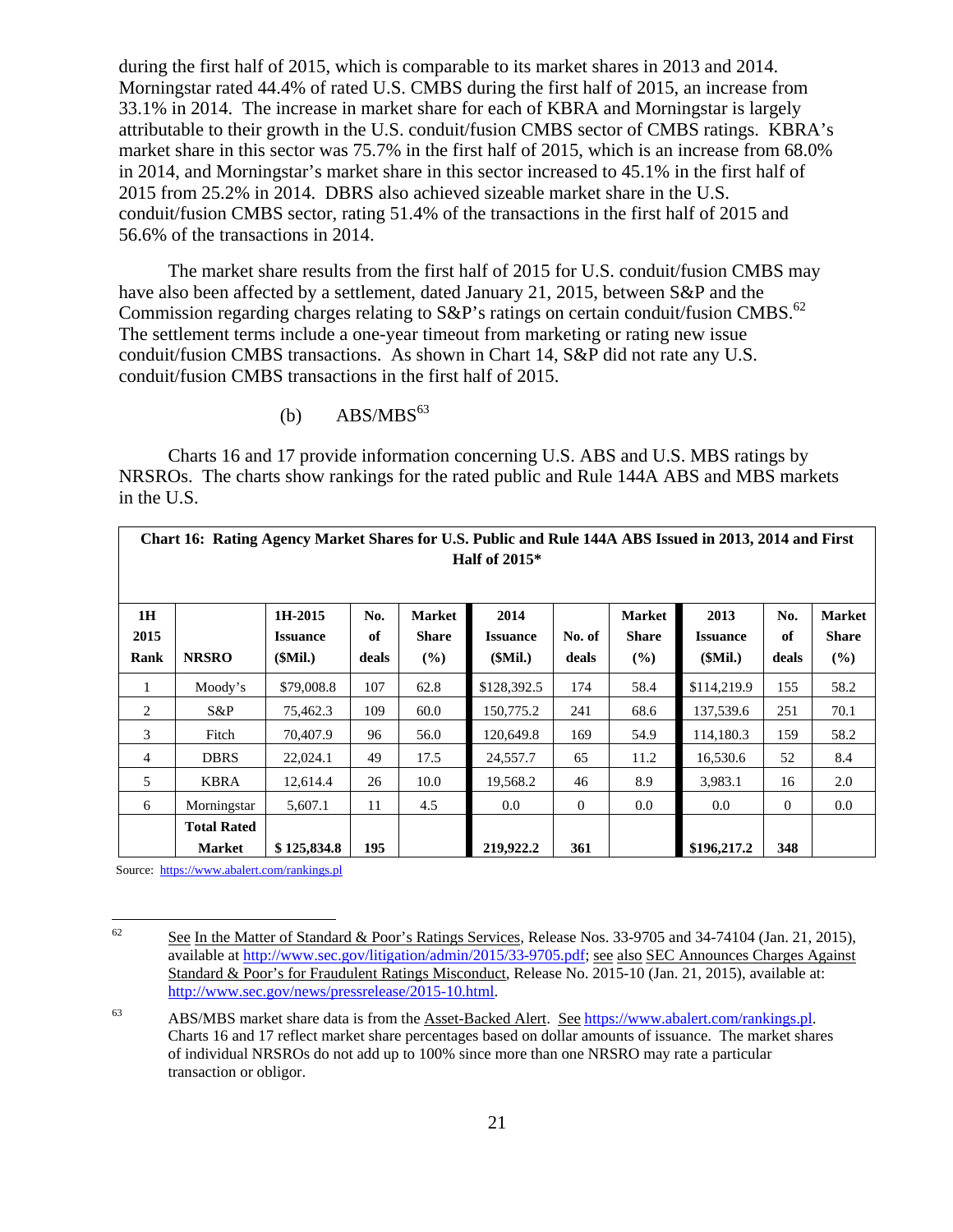during the first half of 2015, which is comparable to its market shares in 2013 and 2014. Morningstar rated 44.4% of rated U.S. CMBS during the first half of 2015, an increase from 33.1% in 2014. The increase in market share for each of KBRA and Morningstar is largely attributable to their growth in the U.S. conduit/fusion CMBS sector of CMBS ratings. KBRA's market share in this sector was 75.7% in the first half of 2015, which is an increase from 68.0% in 2014, and Morningstar's market share in this sector increased to 45.1% in the first half of 2015 from 25.2% in 2014. DBRS also achieved sizeable market share in the U.S. conduit/fusion CMBS sector, rating 51.4% of the transactions in the first half of 2015 and 56.6% of the transactions in 2014.

The market share results from the first half of 2015 for U.S. conduit/fusion CMBS may have also been affected by a settlement, dated January 21, 2015, between S&P and the Commission regarding charges relating to S&P's ratings on certain conduit/fusion CMBS.[62] The settlement terms include a one-year timeout from marketing or rating new issue conduit/fusion CMBS transactions. As shown in Chart 14, S&P did not rate any U.S. conduit/fusion CMBS transactions in the first half of 2015.

(b) ABS/MBS[63]

Charts 16 and 17 provide information concerning U.S. ABS and U.S. MBS ratings by NRSROs. The charts show rankings for the rated public and Rule 144A ABS and MBS markets in the U.S.

**Chart 16: Rating Agency Market Shares for U.S. Public and Rule 144A ABS Issued in 2013, 2014 and First Half of 2015***

| 1H 2015 Rank | NRSRO | 1H-2015 Issuance ($Mil.) | No. of deals | Market Share (%) | 2014 Issuance ($Mil.) | No. of deals | Market Share (%) | 2013 Issuance ($Mil.) | No. of deals | Market Share (%) |
|---|---|---|---|---|---|---|---|---|---|---|
| 1 | Moody's | $79,008.8 | 107 | 62.8 | $128,392.5 | 174 | 58.4 | $114,219.9 | 155 | 58.2 |
| 2 | S&P | 75,462.3 | 109 | 60.0 | 150,775.2 | 241 | 68.6 | 137,539.6 | 251 | 70.1 |
| 3 | Fitch | 70,407.9 | 96 | 56.0 | 120,649.8 | 169 | 54.9 | 114,180.3 | 159 | 58.2 |
| 4 | DBRS | 22,024.1 | 49 | 17.5 | 24,557.7 | 65 | 11.2 | 16,530.6 | 52 | 8.4 |
| 5 | KBRA | 12,614.4 | 26 | 10.0 | 19,568.2 | 46 | 8.9 | 3,983.1 | 16 | 2.0 |
| 6 | Morningstar | 5,607.1 | 11 | 4.5 | 0.0 | 0 | 0.0 | 0.0 | 0 | 0.0 |
| | Total Rated Market | $ 125,834.8 | 195 | | 219,922.2 | 361 | | $196,217.2 | 348 | |

Source: https://www.abalert.com/rankings.pl

---

[62] See In the Matter of Standard & Poor's Ratings Services, Release Nos. 33-9705 and 34-74104 (Jan. 21, 2015), available at http://www.sec.gov/litigation/admin/2015/33-9705.pdf; see also SEC Announces Charges Against Standard & Poor's for Fraudulent Ratings Misconduct, Release No. 2015-10 (Jan. 21, 2015), available at: http://www.sec.gov/news/pressrelease/2015-10.html.

[63] ABS/MBS market share data is from the Asset-Backed Alert. See https://www.abalert.com/rankings.pl. Charts 16 and 17 reflect market share percentages based on dollar amounts of issuance. The market shares of individual NRSROs do not add up to 100% since more than one NRSRO may rate a particular transaction or obligor.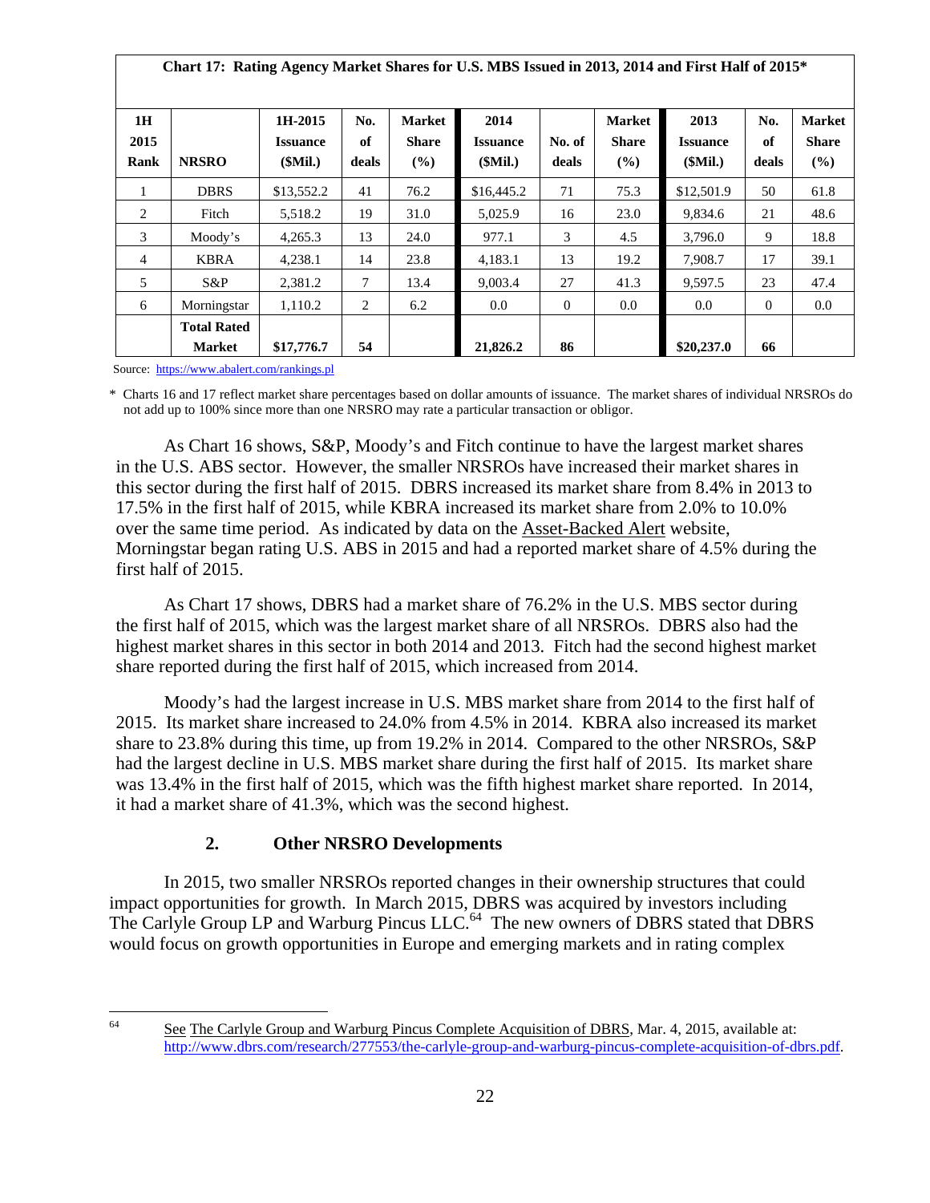**Chart 17: Rating Agency Market Shares for U.S. MBS Issued in 2013, 2014 and First Half of 2015***

| 1H 2015 Rank | NRSRO | 1H-2015 Issuance ($Mil.) | No. of deals | Market Share (%) | 2014 Issuance ($Mil.) | No. of deals | Market Share (%) | 2013 Issuance ($Mil.) | No. of deals | Market Share (%) |
|---|---|---|---|---|---|---|---|---|---|---|
| 1 | DBRS | $13,552.2 | 41 | 76.2 | $16,445.2 | 71 | 75.3 | $12,501.9 | 50 | 61.8 |
| 2 | Fitch | 5,518.2 | 19 | 31.0 | 5,025.9 | 16 | 23.0 | 9,834.6 | 21 | 48.6 |
| 3 | Moody's | 4,265.3 | 13 | 24.0 | 977.1 | 3 | 4.5 | 3,796.0 | 9 | 18.8 |
| 4 | KBRA | 4,238.1 | 14 | 23.8 | 4,183.1 | 13 | 19.2 | 7,908.7 | 17 | 39.1 |
| 5 | S&P | 2,381.2 | 7 | 13.4 | 9,003.4 | 27 | 41.3 | 9,597.5 | 23 | 47.4 |
| 6 | Morningstar | 1,110.2 | 2 | 6.2 | 0.0 | 0 | 0.0 | 0.0 | 0 | 0.0 |
| | **Total Rated Market** | **$17,776.7** | **54** | | **21,826.2** | **86** | | **$20,237.0** | **66** | |

Source: https://www.abalert.com/rankings.pl

\* Charts 16 and 17 reflect market share percentages based on dollar amounts of issuance. The market shares of individual NRSROs do not add up to 100% since more than one NRSRO may rate a particular transaction or obligor.

As Chart 16 shows, S&P, Moody's and Fitch continue to have the largest market shares in the U.S. ABS sector. However, the smaller NRSROs have increased their market shares in this sector during the first half of 2015. DBRS increased its market share from 8.4% in 2013 to 17.5% in the first half of 2015, while KBRA increased its market share from 2.0% to 10.0% over the same time period. As indicated by data on the Asset-Backed Alert website, Morningstar began rating U.S. ABS in 2015 and had a reported market share of 4.5% during the first half of 2015.

As Chart 17 shows, DBRS had a market share of 76.2% in the U.S. MBS sector during the first half of 2015, which was the largest market share of all NRSROs. DBRS also had the highest market shares in this sector in both 2014 and 2013. Fitch had the second highest market share reported during the first half of 2015, which increased from 2014.

Moody's had the largest increase in U.S. MBS market share from 2014 to the first half of 2015. Its market share increased to 24.0% from 4.5% in 2014. KBRA also increased its market share to 23.8% during this time, up from 19.2% in 2014. Compared to the other NRSROs, S&P had the largest decline in U.S. MBS market share during the first half of 2015. Its market share was 13.4% in the first half of 2015, which was the fifth highest market share reported. In 2014, it had a market share of 41.3%, which was the second highest.

### 2. Other NRSRO Developments

In 2015, two smaller NRSROs reported changes in their ownership structures that could impact opportunities for growth. In March 2015, DBRS was acquired by investors including The Carlyle Group LP and Warburg Pincus LLC.[64] The new owners of DBRS stated that DBRS would focus on growth opportunities in Europe and emerging markets and in rating complex

[64] See The Carlyle Group and Warburg Pincus Complete Acquisition of DBRS, Mar. 4, 2015, available at: http://www.dbrs.com/research/277553/the-carlyle-group-and-warburg-pincus-complete-acquisition-of-dbrs.pdf.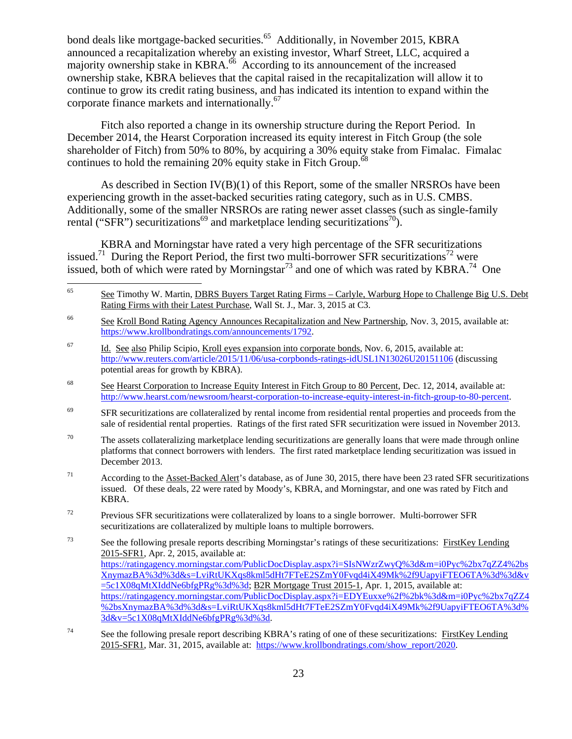bond deals like mortgage-backed securities.[65] Additionally, in November 2015, KBRA announced a recapitalization whereby an existing investor, Wharf Street, LLC, acquired a majority ownership stake in KBRA.[66] According to its announcement of the increased ownership stake, KBRA believes that the capital raised in the recapitalization will allow it to continue to grow its credit rating business, and has indicated its intention to expand within the corporate finance markets and internationally.[67]

Fitch also reported a change in its ownership structure during the Report Period. In December 2014, the Hearst Corporation increased its equity interest in Fitch Group (the sole shareholder of Fitch) from 50% to 80%, by acquiring a 30% equity stake from Fimalac. Fimalac continues to hold the remaining 20% equity stake in Fitch Group.[68]

As described in Section IV(B)(1) of this Report, some of the smaller NRSROs have been experiencing growth in the asset-backed securities rating category, such as in U.S. CMBS. Additionally, some of the smaller NRSROs are rating newer asset classes (such as single-family rental ("SFR") securitizations[69] and marketplace lending securitizations[70]).

KBRA and Morningstar have rated a very high percentage of the SFR securitizations issued.[71] During the Report Period, the first two multi-borrower SFR securitizations[72] were issued, both of which were rated by Morningstar[73] and one of which was rated by KBRA.[74] One

---

[65] See Timothy W. Martin, DBRS Buyers Target Rating Firms – Carlyle, Warburg Hope to Challenge Big U.S. Debt Rating Firms with their Latest Purchase, Wall St. J., Mar. 3, 2015 at C3.

[66] See Kroll Bond Rating Agency Announces Recapitalization and New Partnership, Nov. 3, 2015, available at: https://www.krollbondratings.com/announcements/1792.

[67] Id. See also Philip Scipio, Kroll eyes expansion into corporate bonds, Nov. 6, 2015, available at: http://www.reuters.com/article/2015/11/06/usa-corpbonds-ratings-idUSL1N13026U20151106 (discussing potential areas for growth by KBRA).

[68] See Hearst Corporation to Increase Equity Interest in Fitch Group to 80 Percent, Dec. 12, 2014, available at: http://www.hearst.com/newsroom/hearst-corporation-to-increase-equity-interest-in-fitch-group-to-80-percent.

[69] SFR securitizations are collateralized by rental income from residential rental properties and proceeds from the sale of residential rental properties. Ratings of the first rated SFR securitization were issued in November 2013.

[70] The assets collateralizing marketplace lending securitizations are generally loans that were made through online platforms that connect borrowers with lenders. The first rated marketplace lending securitization was issued in December 2013.

[71] According to the Asset-Backed Alert's database, as of June 30, 2015, there have been 23 rated SFR securitizations issued. Of these deals, 22 were rated by Moody's, KBRA, and Morningstar, and one was rated by Fitch and KBRA.

[72] Previous SFR securitizations were collateralized by loans to a single borrower. Multi-borrower SFR securitizations are collateralized by multiple loans to multiple borrowers.

[73] See the following presale reports describing Morningstar's ratings of these securitizations: FirstKey Lending 2015-SFR1, Apr. 2, 2015, available at: https://ratingagency.morningstar.com/PublicDocDisplay.aspx?i=SIsNWzrZwyQ%3d&m=i0Pyc%2bx7qZZ4%2bsXnymazBA%3d%3d&s=LviRtUKXqs8kml5dHt7FTeE2SZmY0Fvqd4iX49Mk%2f9UapyiFTEO6TA%3d%3d&v=5c1X08qMtXIddNe6bfgPRg%3d%3d; B2R Mortgage Trust 2015-1, Apr. 1, 2015, available at: https://ratingagency.morningstar.com/PublicDocDisplay.aspx?i=EDYEuxxe%2f%2bk%3d&m=i0Pyc%2bx7qZZ4%2bsXnymazBA%3d%3d&s=LviRtUKXqs8kml5dHt7FTeE2SZmY0Fvqd4iX49Mk%2f9UapyiFTEO6TA%3d%3d&v=5c1X08qMtXIddNe6bfgPRg%3d%3d.

[74] See the following presale report describing KBRA's rating of one of these securitizations: FirstKey Lending 2015-SFR1, Mar. 31, 2015, available at: https://www.krollbondratings.com/show_report/2020.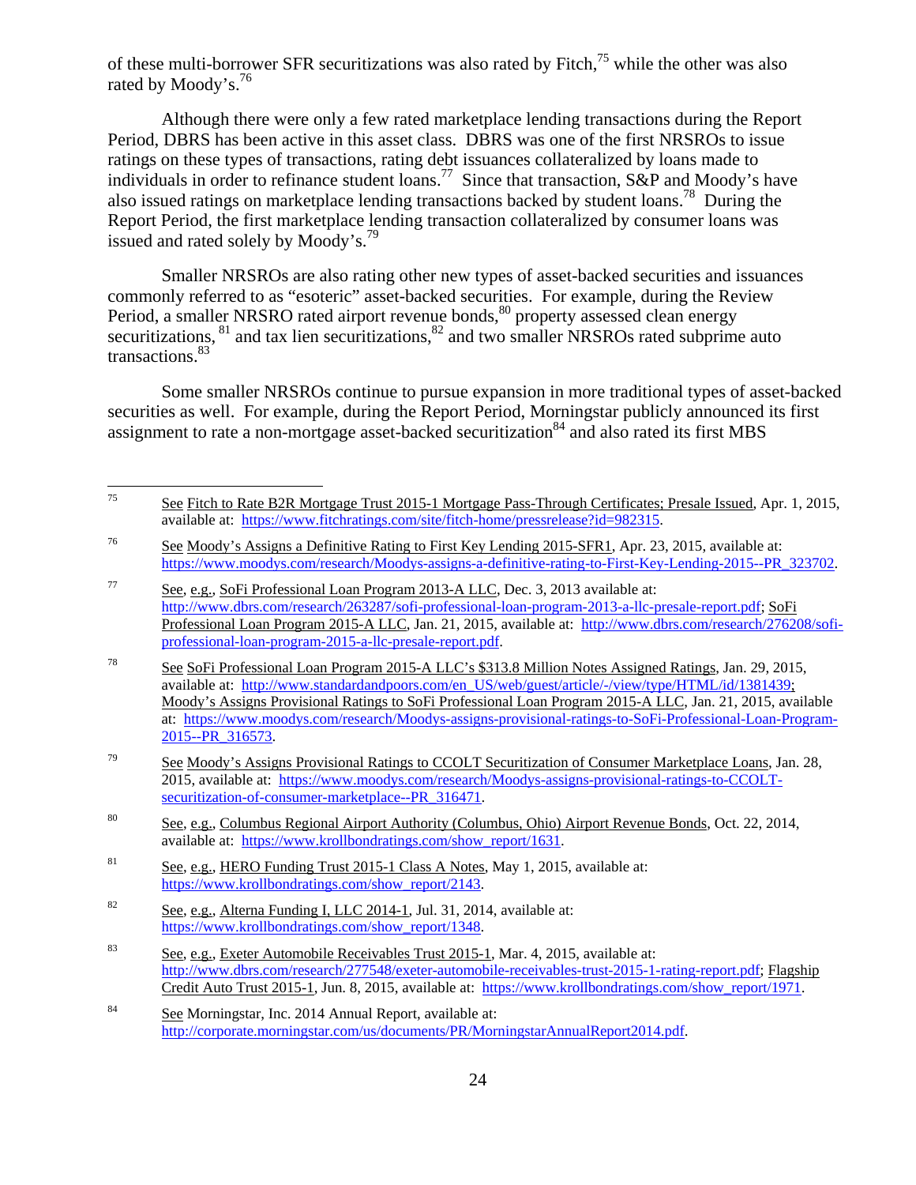of these multi-borrower SFR securitizations was also rated by Fitch,[75] while the other was also rated by Moody's.[76]

Although there were only a few rated marketplace lending transactions during the Report Period, DBRS has been active in this asset class. DBRS was one of the first NRSROs to issue ratings on these types of transactions, rating debt issuances collateralized by loans made to individuals in order to refinance student loans.[77] Since that transaction, S&P and Moody's have also issued ratings on marketplace lending transactions backed by student loans.[78] During the Report Period, the first marketplace lending transaction collateralized by consumer loans was issued and rated solely by Moody's.[79]

Smaller NRSROs are also rating other new types of asset-backed securities and issuances commonly referred to as "esoteric" asset-backed securities. For example, during the Review Period, a smaller NRSRO rated airport revenue bonds,[80] property assessed clean energy securitizations,[81] and tax lien securitizations,[82] and two smaller NRSROs rated subprime auto transactions.[83]

Some smaller NRSROs continue to pursue expansion in more traditional types of asset-backed securities as well. For example, during the Report Period, Morningstar publicly announced its first assignment to rate a non-mortgage asset-backed securitization[84] and also rated its first MBS

---

[75] See Fitch to Rate B2R Mortgage Trust 2015-1 Mortgage Pass-Through Certificates; Presale Issued, Apr. 1, 2015, available at: https://www.fitchratings.com/site/fitch-home/pressrelease?id=982315.

[76] See Moody's Assigns a Definitive Rating to First Key Lending 2015-SFR1, Apr. 23, 2015, available at: https://www.moodys.com/research/Moodys-assigns-a-definitive-rating-to-First-Key-Lending-2015--PR_323702.

[77] See, e.g., SoFi Professional Loan Program 2013-A LLC, Dec. 3, 2013 available at: http://www.dbrs.com/research/263287/sofi-professional-loan-program-2013-a-llc-presale-report.pdf; SoFi Professional Loan Program 2015-A LLC, Jan. 21, 2015, available at: http://www.dbrs.com/research/276208/sofi-professional-loan-program-2015-a-llc-presale-report.pdf.

[78] See SoFi Professional Loan Program 2015-A LLC's $313.8 Million Notes Assigned Ratings, Jan. 29, 2015, available at: http://www.standardandpoors.com/en_US/web/guest/article/-/view/type/HTML/id/1381439; Moody's Assigns Provisional Ratings to SoFi Professional Loan Program 2015-A LLC, Jan. 21, 2015, available at: https://www.moodys.com/research/Moodys-assigns-provisional-ratings-to-SoFi-Professional-Loan-Program-2015--PR_316573.

[79] See Moody's Assigns Provisional Ratings to CCOLT Securitization of Consumer Marketplace Loans, Jan. 28, 2015, available at: https://www.moodys.com/research/Moodys-assigns-provisional-ratings-to-CCOLT-securitization-of-consumer-marketplace--PR_316471.

[80] See, e.g., Columbus Regional Airport Authority (Columbus, Ohio) Airport Revenue Bonds, Oct. 22, 2014, available at: https://www.krollbondratings.com/show_report/1631.

[81] See, e.g., HERO Funding Trust 2015-1 Class A Notes, May 1, 2015, available at: https://www.krollbondratings.com/show_report/2143.

[82] See, e.g., Alterna Funding I, LLC 2014-1, Jul. 31, 2014, available at: https://www.krollbondratings.com/show_report/1348.

[83] See, e.g., Exeter Automobile Receivables Trust 2015-1, Mar. 4, 2015, available at: http://www.dbrs.com/research/277548/exeter-automobile-receivables-trust-2015-1-rating-report.pdf; Flagship Credit Auto Trust 2015-1, Jun. 8, 2015, available at: https://www.krollbondratings.com/show_report/1971.

[84] See Morningstar, Inc. 2014 Annual Report, available at: http://corporate.morningstar.com/us/documents/PR/MorningstarAnnualReport2014.pdf.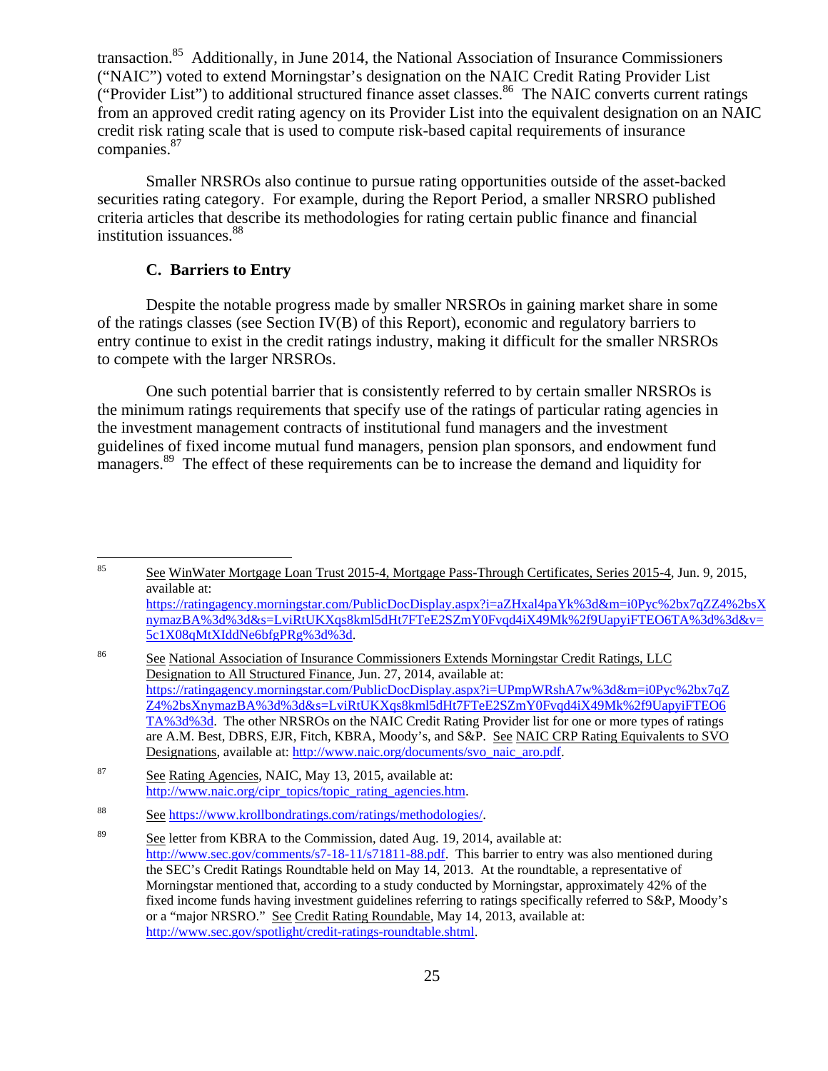transaction.[85] Additionally, in June 2014, the National Association of Insurance Commissioners ("NAIC") voted to extend Morningstar's designation on the NAIC Credit Rating Provider List ("Provider List") to additional structured finance asset classes.[86] The NAIC converts current ratings from an approved credit rating agency on its Provider List into the equivalent designation on an NAIC credit risk rating scale that is used to compute risk-based capital requirements of insurance companies.[87]

Smaller NRSROs also continue to pursue rating opportunities outside of the asset-backed securities rating category. For example, during the Report Period, a smaller NRSRO published criteria articles that describe its methodologies for rating certain public finance and financial institution issuances.[88]

### C. Barriers to Entry

Despite the notable progress made by smaller NRSROs in gaining market share in some of the ratings classes (see Section IV(B) of this Report), economic and regulatory barriers to entry continue to exist in the credit ratings industry, making it difficult for the smaller NRSROs to compete with the larger NRSROs.

One such potential barrier that is consistently referred to by certain smaller NRSROs is the minimum ratings requirements that specify use of the ratings of particular rating agencies in the investment management contracts of institutional fund managers and the investment guidelines of fixed income mutual fund managers, pension plan sponsors, and endowment fund managers.[89] The effect of these requirements can be to increase the demand and liquidity for

---

[85] See WinWater Mortgage Loan Trust 2015-4, Mortgage Pass-Through Certificates, Series 2015-4, Jun. 9, 2015, available at: https://ratingagency.morningstar.com/PublicDocDisplay.aspx?i=aZHxal4paYk%3d&m=i0Pyc%2bx7qZZ4%2bsXnymazBA%3d%3d&s=LviRtUKXqs8kml5dHt7FTeE2SZmY0Fvqd4iX49Mk%2f9UapyiFTEO6TA%3d%3d&v=5c1X08qMtXIddNe6bfgPRg%3d%3d.

[86] See National Association of Insurance Commissioners Extends Morningstar Credit Ratings, LLC Designation to All Structured Finance, Jun. 27, 2014, available at: https://ratingagency.morningstar.com/PublicDocDisplay.aspx?i=UPmpWRshA7w%3d&m=i0Pyc%2bx7qZZ4%2bsXnymazBA%3d%3d&s=LviRtUKXqs8kml5dHt7FTeE2SZmY0Fvqd4iX49Mk%2f9UapyiFTEO6TA%3d%3d. The other NRSROs on the NAIC Credit Rating Provider list for one or more types of ratings are A.M. Best, DBRS, EJR, Fitch, KBRA, Moody's, and S&P. See NAIC CRP Rating Equivalents to SVO Designations, available at: http://www.naic.org/documents/svo_naic_aro.pdf.

[87] See Rating Agencies, NAIC, May 13, 2015, available at: http://www.naic.org/cipr_topics/topic_rating_agencies.htm.

[88] See https://www.krollbondratings.com/ratings/methodologies/.

[89] See letter from KBRA to the Commission, dated Aug. 19, 2014, available at: http://www.sec.gov/comments/s7-18-11/s71811-88.pdf. This barrier to entry was also mentioned during the SEC's Credit Ratings Roundtable held on May 14, 2013. At the roundtable, a representative of Morningstar mentioned that, according to a study conducted by Morningstar, approximately 42% of the fixed income funds having investment guidelines referring to ratings specifically referred to S&P, Moody's or a "major NRSRO." See Credit Rating Roundable, May 14, 2013, available at: http://www.sec.gov/spotlight/credit-ratings-roundtable.shtml.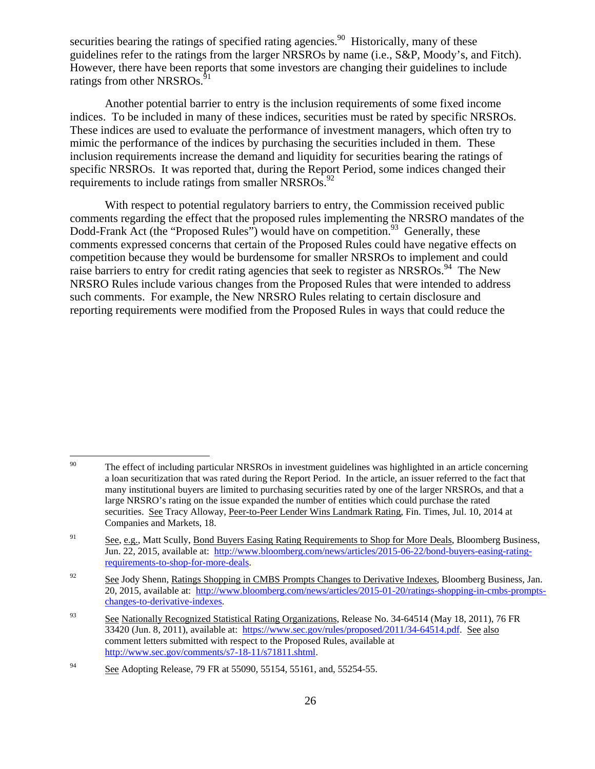securities bearing the ratings of specified rating agencies.[90] Historically, many of these guidelines refer to the ratings from the larger NRSROs by name (i.e., S&P, Moody's, and Fitch). However, there have been reports that some investors are changing their guidelines to include ratings from other NRSROs.[91]

Another potential barrier to entry is the inclusion requirements of some fixed income indices. To be included in many of these indices, securities must be rated by specific NRSROs. These indices are used to evaluate the performance of investment managers, which often try to mimic the performance of the indices by purchasing the securities included in them. These inclusion requirements increase the demand and liquidity for securities bearing the ratings of specific NRSROs. It was reported that, during the Report Period, some indices changed their requirements to include ratings from smaller NRSROs.[92]

With respect to potential regulatory barriers to entry, the Commission received public comments regarding the effect that the proposed rules implementing the NRSRO mandates of the Dodd-Frank Act (the "Proposed Rules") would have on competition.[93] Generally, these comments expressed concerns that certain of the Proposed Rules could have negative effects on competition because they would be burdensome for smaller NRSROs to implement and could raise barriers to entry for credit rating agencies that seek to register as NRSROs.[94] The New NRSRO Rules include various changes from the Proposed Rules that were intended to address such comments. For example, the New NRSRO Rules relating to certain disclosure and reporting requirements were modified from the Proposed Rules in ways that could reduce the

---

[90] The effect of including particular NRSROs in investment guidelines was highlighted in an article concerning a loan securitization that was rated during the Report Period. In the article, an issuer referred to the fact that many institutional buyers are limited to purchasing securities rated by one of the larger NRSROs, and that a large NRSRO's rating on the issue expanded the number of entities which could purchase the rated securities. See Tracy Alloway, Peer-to-Peer Lender Wins Landmark Rating, Fin. Times, Jul. 10, 2014 at Companies and Markets, 18.

[91] See, e.g., Matt Scully, Bond Buyers Easing Rating Requirements to Shop for More Deals, Bloomberg Business, Jun. 22, 2015, available at: http://www.bloomberg.com/news/articles/2015-06-22/bond-buyers-easing-rating-requirements-to-shop-for-more-deals.

[92] See Jody Shenn, Ratings Shopping in CMBS Prompts Changes to Derivative Indexes, Bloomberg Business, Jan. 20, 2015, available at: http://www.bloomberg.com/news/articles/2015-01-20/ratings-shopping-in-cmbs-prompts-changes-to-derivative-indexes.

[93] See Nationally Recognized Statistical Rating Organizations, Release No. 34-64514 (May 18, 2011), 76 FR 33420 (Jun. 8, 2011), available at: https://www.sec.gov/rules/proposed/2011/34-64514.pdf. See also comment letters submitted with respect to the Proposed Rules, available at http://www.sec.gov/comments/s7-18-11/s71811.shtml.

[94] See Adopting Release, 79 FR at 55090, 55154, 55161, and, 55254-55.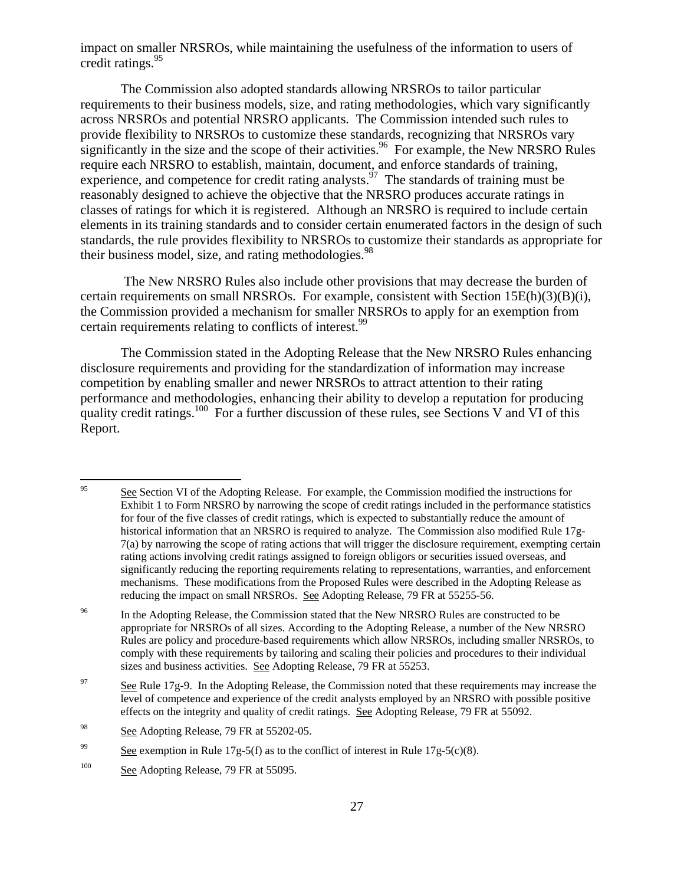impact on smaller NRSROs, while maintaining the usefulness of the information to users of credit ratings.[95]

The Commission also adopted standards allowing NRSROs to tailor particular requirements to their business models, size, and rating methodologies, which vary significantly across NRSROs and potential NRSRO applicants. The Commission intended such rules to provide flexibility to NRSROs to customize these standards, recognizing that NRSROs vary significantly in the size and the scope of their activities.[96] For example, the New NRSRO Rules require each NRSRO to establish, maintain, document, and enforce standards of training, experience, and competence for credit rating analysts.[97] The standards of training must be reasonably designed to achieve the objective that the NRSRO produces accurate ratings in classes of ratings for which it is registered. Although an NRSRO is required to include certain elements in its training standards and to consider certain enumerated factors in the design of such standards, the rule provides flexibility to NRSROs to customize their standards as appropriate for their business model, size, and rating methodologies.[98]

The New NRSRO Rules also include other provisions that may decrease the burden of certain requirements on small NRSROs. For example, consistent with Section 15E(h)(3)(B)(i), the Commission provided a mechanism for smaller NRSROs to apply for an exemption from certain requirements relating to conflicts of interest.[99]

The Commission stated in the Adopting Release that the New NRSRO Rules enhancing disclosure requirements and providing for the standardization of information may increase competition by enabling smaller and newer NRSROs to attract attention to their rating performance and methodologies, enhancing their ability to develop a reputation for producing quality credit ratings.[100] For a further discussion of these rules, see Sections V and VI of this Report.

---

[95] See Section VI of the Adopting Release. For example, the Commission modified the instructions for Exhibit 1 to Form NRSRO by narrowing the scope of credit ratings included in the performance statistics for four of the five classes of credit ratings, which is expected to substantially reduce the amount of historical information that an NRSRO is required to analyze. The Commission also modified Rule 17g-7(a) by narrowing the scope of rating actions that will trigger the disclosure requirement, exempting certain rating actions involving credit ratings assigned to foreign obligors or securities issued overseas, and significantly reducing the reporting requirements relating to representations, warranties, and enforcement mechanisms. These modifications from the Proposed Rules were described in the Adopting Release as reducing the impact on small NRSROs. See Adopting Release, 79 FR at 55255-56.

[96] In the Adopting Release, the Commission stated that the New NRSRO Rules are constructed to be appropriate for NRSROs of all sizes. According to the Adopting Release, a number of the New NRSRO Rules are policy and procedure-based requirements which allow NRSROs, including smaller NRSROs, to comply with these requirements by tailoring and scaling their policies and procedures to their individual sizes and business activities. See Adopting Release, 79 FR at 55253.

[97] See Rule 17g-9. In the Adopting Release, the Commission noted that these requirements may increase the level of competence and experience of the credit analysts employed by an NRSRO with possible positive effects on the integrity and quality of credit ratings. See Adopting Release, 79 FR at 55092.

[98] See Adopting Release, 79 FR at 55202-05.

[99] See exemption in Rule 17g-5(f) as to the conflict of interest in Rule 17g-5(c)(8).

[100] See Adopting Release, 79 FR at 55095.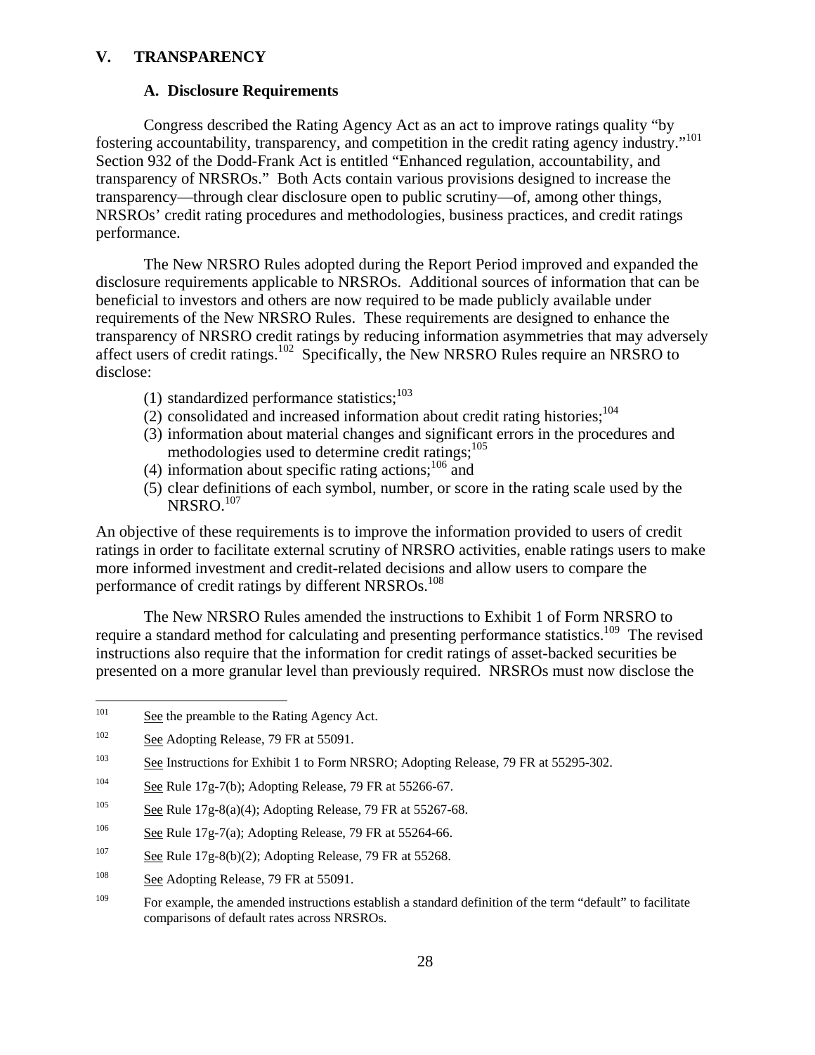## V. TRANSPARENCY

### A. Disclosure Requirements

Congress described the Rating Agency Act as an act to improve ratings quality "by fostering accountability, transparency, and competition in the credit rating agency industry."[101] Section 932 of the Dodd-Frank Act is entitled "Enhanced regulation, accountability, and transparency of NRSROs." Both Acts contain various provisions designed to increase the transparency—through clear disclosure open to public scrutiny—of, among other things, NRSROs' credit rating procedures and methodologies, business practices, and credit ratings performance.

The New NRSRO Rules adopted during the Report Period improved and expanded the disclosure requirements applicable to NRSROs. Additional sources of information that can be beneficial to investors and others are now required to be made publicly available under requirements of the New NRSRO Rules. These requirements are designed to enhance the transparency of NRSRO credit ratings by reducing information asymmetries that may adversely affect users of credit ratings.[102] Specifically, the New NRSRO Rules require an NRSRO to disclose:

(1) standardized performance statistics;[103]
(2) consolidated and increased information about credit rating histories;[104]
(3) information about material changes and significant errors in the procedures and methodologies used to determine credit ratings;[105]
(4) information about specific rating actions;[106] and
(5) clear definitions of each symbol, number, or score in the rating scale used by the NRSRO.[107]

An objective of these requirements is to improve the information provided to users of credit ratings in order to facilitate external scrutiny of NRSRO activities, enable ratings users to make more informed investment and credit-related decisions and allow users to compare the performance of credit ratings by different NRSROs.[108]

The New NRSRO Rules amended the instructions to Exhibit 1 of Form NRSRO to require a standard method for calculating and presenting performance statistics.[109] The revised instructions also require that the information for credit ratings of asset-backed securities be presented on a more granular level than previously required. NRSROs must now disclose the

---

[101] See the preamble to the Rating Agency Act.

[102] See Adopting Release, 79 FR at 55091.

[103] See Instructions for Exhibit 1 to Form NRSRO; Adopting Release, 79 FR at 55295-302.

[104] See Rule 17g-7(b); Adopting Release, 79 FR at 55266-67.

[105] See Rule 17g-8(a)(4); Adopting Release, 79 FR at 55267-68.

[106] See Rule 17g-7(a); Adopting Release, 79 FR at 55264-66.

[107] See Rule 17g-8(b)(2); Adopting Release, 79 FR at 55268.

[108] See Adopting Release, 79 FR at 55091.

[109] For example, the amended instructions establish a standard definition of the term "default" to facilitate comparisons of default rates across NRSROs.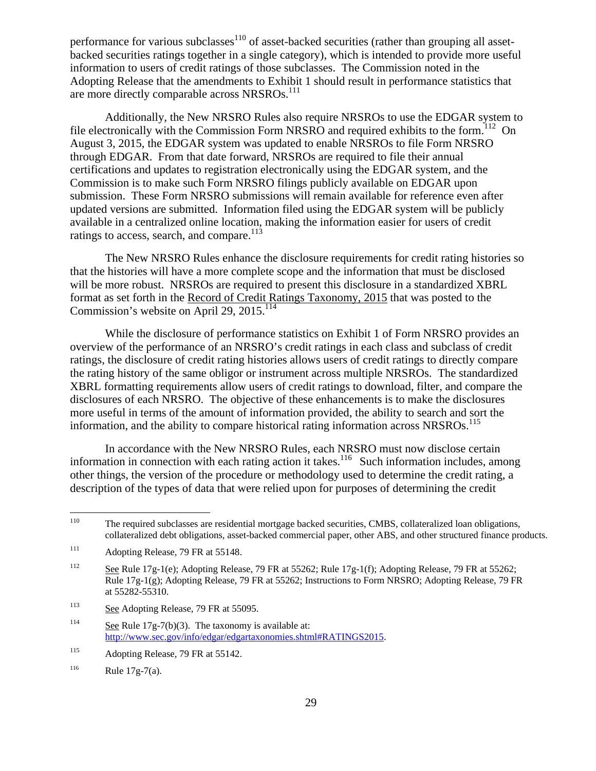performance for various subclasses[110] of asset-backed securities (rather than grouping all asset-backed securities ratings together in a single category), which is intended to provide more useful information to users of credit ratings of those subclasses. The Commission noted in the Adopting Release that the amendments to Exhibit 1 should result in performance statistics that are more directly comparable across NRSROs.[111]

Additionally, the New NRSRO Rules also require NRSROs to use the EDGAR system to file electronically with the Commission Form NRSRO and required exhibits to the form.[112] On August 3, 2015, the EDGAR system was updated to enable NRSROs to file Form NRSRO through EDGAR. From that date forward, NRSROs are required to file their annual certifications and updates to registration electronically using the EDGAR system, and the Commission is to make such Form NRSRO filings publicly available on EDGAR upon submission. These Form NRSRO submissions will remain available for reference even after updated versions are submitted. Information filed using the EDGAR system will be publicly available in a centralized online location, making the information easier for users of credit ratings to access, search, and compare.[113]

The New NRSRO Rules enhance the disclosure requirements for credit rating histories so that the histories will have a more complete scope and the information that must be disclosed will be more robust. NRSROs are required to present this disclosure in a standardized XBRL format as set forth in the Record of Credit Ratings Taxonomy, 2015 that was posted to the Commission's website on April 29, 2015.[114]

While the disclosure of performance statistics on Exhibit 1 of Form NRSRO provides an overview of the performance of an NRSRO's credit ratings in each class and subclass of credit ratings, the disclosure of credit rating histories allows users of credit ratings to directly compare the rating history of the same obligor or instrument across multiple NRSROs. The standardized XBRL formatting requirements allow users of credit ratings to download, filter, and compare the disclosures of each NRSRO. The objective of these enhancements is to make the disclosures more useful in terms of the amount of information provided, the ability to search and sort the information, and the ability to compare historical rating information across NRSROs.[115]

In accordance with the New NRSRO Rules, each NRSRO must now disclose certain information in connection with each rating action it takes.[116] Such information includes, among other things, the version of the procedure or methodology used to determine the credit rating, a description of the types of data that were relied upon for purposes of determining the credit

---

[110] The required subclasses are residential mortgage backed securities, CMBS, collateralized loan obligations, collateralized debt obligations, asset-backed commercial paper, other ABS, and other structured finance products.

[111] Adopting Release, 79 FR at 55148.

[112] See Rule 17g-1(e); Adopting Release, 79 FR at 55262; Rule 17g-1(f); Adopting Release, 79 FR at 55262; Rule 17g-1(g); Adopting Release, 79 FR at 55262; Instructions to Form NRSRO; Adopting Release, 79 FR at 55282-55310.

[113] See Adopting Release, 79 FR at 55095.

[114] See Rule 17g-7(b)(3). The taxonomy is available at: http://www.sec.gov/info/edgar/edgartaxonomies.shtml#RATINGS2015.

[115] Adopting Release, 79 FR at 55142.

[116] Rule 17g-7(a).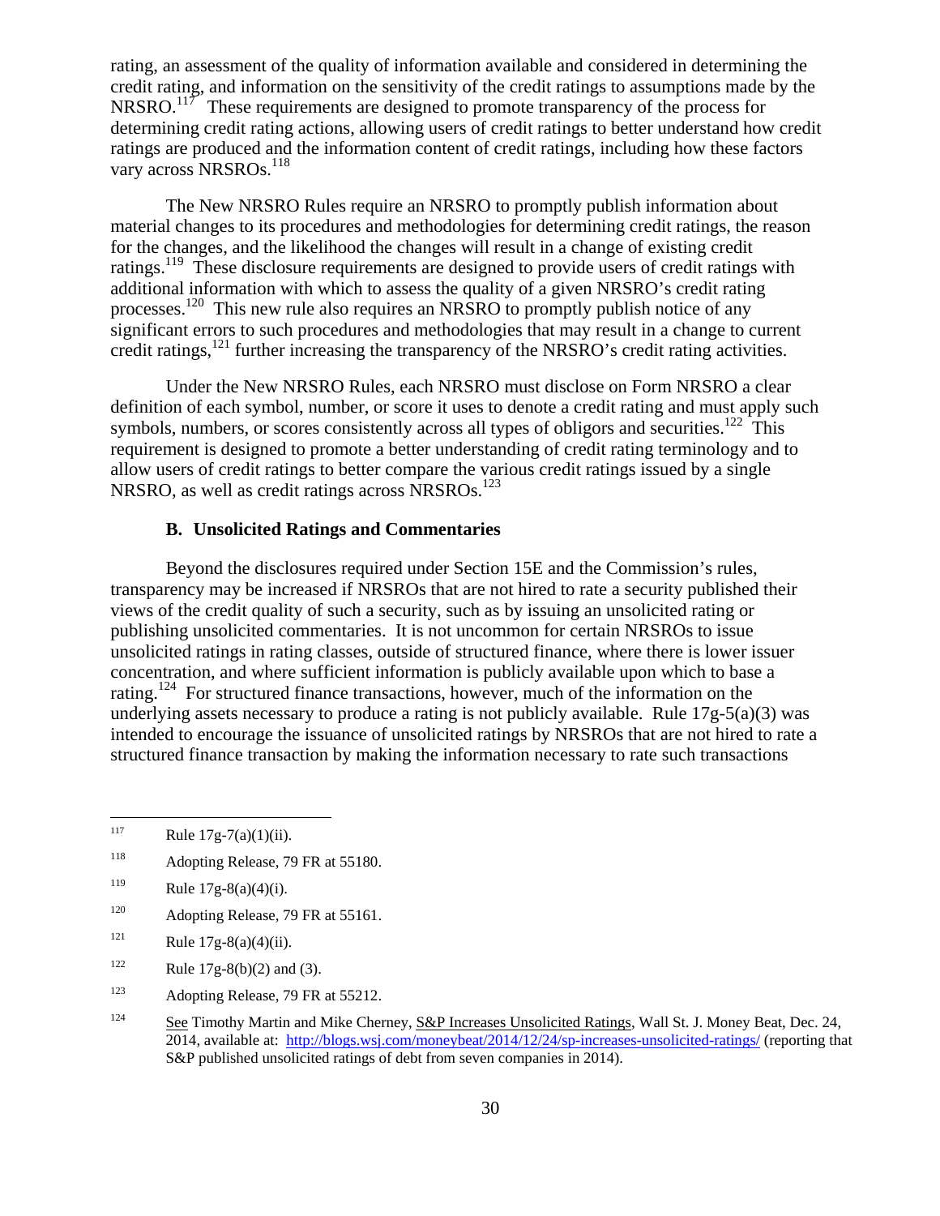rating, an assessment of the quality of information available and considered in determining the credit rating, and information on the sensitivity of the credit ratings to assumptions made by the NRSRO.[117] These requirements are designed to promote transparency of the process for determining credit rating actions, allowing users of credit ratings to better understand how credit ratings are produced and the information content of credit ratings, including how these factors vary across NRSROs.[118]

The New NRSRO Rules require an NRSRO to promptly publish information about material changes to its procedures and methodologies for determining credit ratings, the reason for the changes, and the likelihood the changes will result in a change of existing credit ratings.[119] These disclosure requirements are designed to provide users of credit ratings with additional information with which to assess the quality of a given NRSRO's credit rating processes.[120] This new rule also requires an NRSRO to promptly publish notice of any significant errors to such procedures and methodologies that may result in a change to current credit ratings,[121] further increasing the transparency of the NRSRO's credit rating activities.

Under the New NRSRO Rules, each NRSRO must disclose on Form NRSRO a clear definition of each symbol, number, or score it uses to denote a credit rating and must apply such symbols, numbers, or scores consistently across all types of obligors and securities.[122] This requirement is designed to promote a better understanding of credit rating terminology and to allow users of credit ratings to better compare the various credit ratings issued by a single NRSRO, as well as credit ratings across NRSROs.[123]

### B. Unsolicited Ratings and Commentaries

Beyond the disclosures required under Section 15E and the Commission's rules, transparency may be increased if NRSROs that are not hired to rate a security published their views of the credit quality of such a security, such as by issuing an unsolicited rating or publishing unsolicited commentaries. It is not uncommon for certain NRSROs to issue unsolicited ratings in rating classes, outside of structured finance, where there is lower issuer concentration, and where sufficient information is publicly available upon which to base a rating.[124] For structured finance transactions, however, much of the information on the underlying assets necessary to produce a rating is not publicly available. Rule 17g-5(a)(3) was intended to encourage the issuance of unsolicited ratings by NRSROs that are not hired to rate a structured finance transaction by making the information necessary to rate such transactions

---

[117] Rule 17g-7(a)(1)(ii).

[118] Adopting Release, 79 FR at 55180.

[119] Rule 17g-8(a)(4)(i).

[120] Adopting Release, 79 FR at 55161.

[121] Rule 17g-8(a)(4)(ii).

[122] Rule 17g-8(b)(2) and (3).

[123] Adopting Release, 79 FR at 55212.

[124] See Timothy Martin and Mike Cherney, S&P Increases Unsolicited Ratings, Wall St. J. Money Beat, Dec. 24, 2014, available at: http://blogs.wsj.com/moneybeat/2014/12/24/sp-increases-unsolicited-ratings/ (reporting that S&P published unsolicited ratings of debt from seven companies in 2014).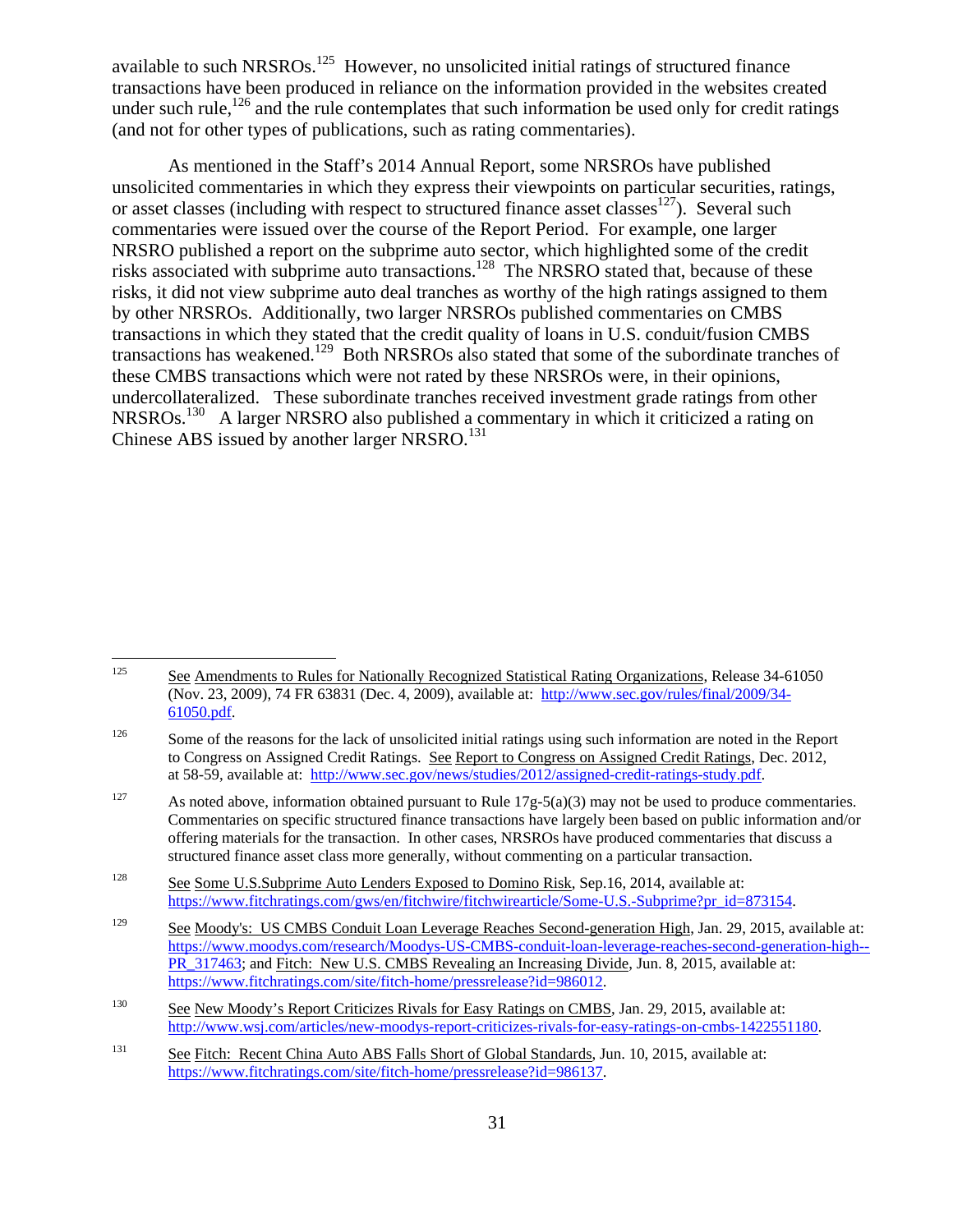available to such NRSROs.[125] However, no unsolicited initial ratings of structured finance transactions have been produced in reliance on the information provided in the websites created under such rule,[126] and the rule contemplates that such information be used only for credit ratings (and not for other types of publications, such as rating commentaries).

As mentioned in the Staff's 2014 Annual Report, some NRSROs have published unsolicited commentaries in which they express their viewpoints on particular securities, ratings, or asset classes (including with respect to structured finance asset classes[127]). Several such commentaries were issued over the course of the Report Period. For example, one larger NRSRO published a report on the subprime auto sector, which highlighted some of the credit risks associated with subprime auto transactions.[128] The NRSRO stated that, because of these risks, it did not view subprime auto deal tranches as worthy of the high ratings assigned to them by other NRSROs. Additionally, two larger NRSROs published commentaries on CMBS transactions in which they stated that the credit quality of loans in U.S. conduit/fusion CMBS transactions has weakened.[129] Both NRSROs also stated that some of the subordinate tranches of these CMBS transactions which were not rated by these NRSROs were, in their opinions, undercollateralized. These subordinate tranches received investment grade ratings from other NRSROs.[130] A larger NRSRO also published a commentary in which it criticized a rating on Chinese ABS issued by another larger NRSRO.[131]

---

[125] See Amendments to Rules for Nationally Recognized Statistical Rating Organizations, Release 34-61050 (Nov. 23, 2009), 74 FR 63831 (Dec. 4, 2009), available at: http://www.sec.gov/rules/final/2009/34-61050.pdf.

[126] Some of the reasons for the lack of unsolicited initial ratings using such information are noted in the Report to Congress on Assigned Credit Ratings. See Report to Congress on Assigned Credit Ratings, Dec. 2012, at 58-59, available at: http://www.sec.gov/news/studies/2012/assigned-credit-ratings-study.pdf.

[127] As noted above, information obtained pursuant to Rule 17g-5(a)(3) may not be used to produce commentaries. Commentaries on specific structured finance transactions have largely been based on public information and/or offering materials for the transaction. In other cases, NRSROs have produced commentaries that discuss a structured finance asset class more generally, without commenting on a particular transaction.

[128] See Some U.S.Subprime Auto Lenders Exposed to Domino Risk, Sep.16, 2014, available at: https://www.fitchratings.com/gws/en/fitchwire/fitchwirearticle/Some-U.S.-Subprime?pr_id=873154.

[129] See Moody's: US CMBS Conduit Loan Leverage Reaches Second-generation High, Jan. 29, 2015, available at: https://www.moodys.com/research/Moodys-US-CMBS-conduit-loan-leverage-reaches-second-generation-high--PR_317463; and Fitch: New U.S. CMBS Revealing an Increasing Divide, Jun. 8, 2015, available at: https://www.fitchratings.com/site/fitch-home/pressrelease?id=986012.

[130] See New Moody's Report Criticizes Rivals for Easy Ratings on CMBS, Jan. 29, 2015, available at: http://www.wsj.com/articles/new-moodys-report-criticizes-rivals-for-easy-ratings-on-cmbs-1422551180.

[131] See Fitch: Recent China Auto ABS Falls Short of Global Standards, Jun. 10, 2015, available at: https://www.fitchratings.com/site/fitch-home/pressrelease?id=986137.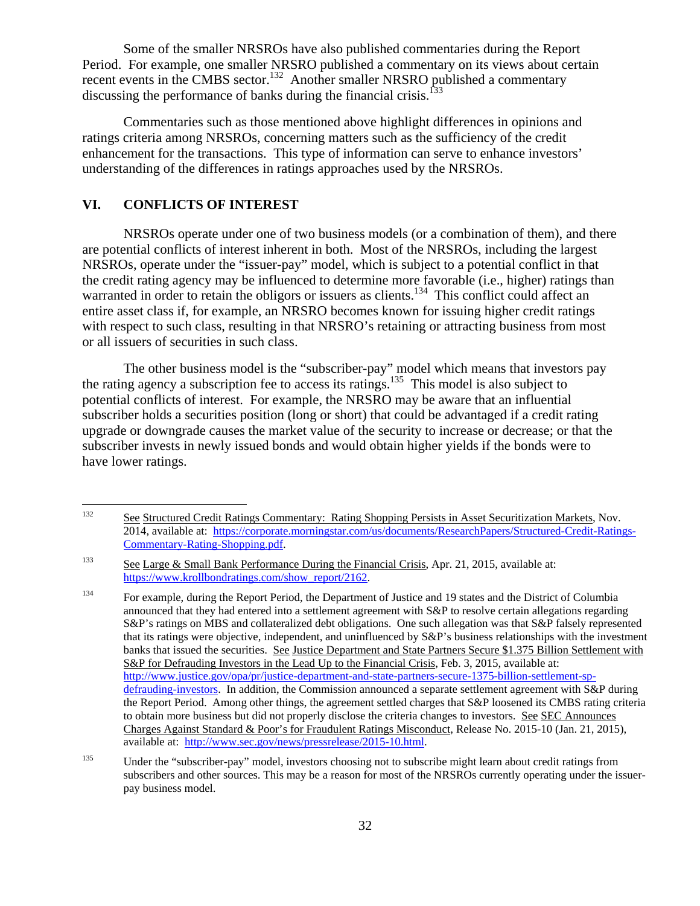Some of the smaller NRSROs have also published commentaries during the Report Period. For example, one smaller NRSRO published a commentary on its views about certain recent events in the CMBS sector.[132] Another smaller NRSRO published a commentary discussing the performance of banks during the financial crisis.[133]

Commentaries such as those mentioned above highlight differences in opinions and ratings criteria among NRSROs, concerning matters such as the sufficiency of the credit enhancement for the transactions. This type of information can serve to enhance investors' understanding of the differences in ratings approaches used by the NRSROs.

## VI. CONFLICTS OF INTEREST

NRSROs operate under one of two business models (or a combination of them), and there are potential conflicts of interest inherent in both. Most of the NRSROs, including the largest NRSROs, operate under the "issuer-pay" model, which is subject to a potential conflict in that the credit rating agency may be influenced to determine more favorable (i.e., higher) ratings than warranted in order to retain the obligors or issuers as clients.[134] This conflict could affect an entire asset class if, for example, an NRSRO becomes known for issuing higher credit ratings with respect to such class, resulting in that NRSRO's retaining or attracting business from most or all issuers of securities in such class.

The other business model is the "subscriber-pay" model which means that investors pay the rating agency a subscription fee to access its ratings.[135] This model is also subject to potential conflicts of interest. For example, the NRSRO may be aware that an influential subscriber holds a securities position (long or short) that could be advantaged if a credit rating upgrade or downgrade causes the market value of the security to increase or decrease; or that the subscriber invests in newly issued bonds and would obtain higher yields if the bonds were to have lower ratings.

---

[132] See Structured Credit Ratings Commentary: Rating Shopping Persists in Asset Securitization Markets, Nov. 2014, available at: https://corporate.morningstar.com/us/documents/ResearchPapers/Structured-Credit-Ratings-Commentary-Rating-Shopping.pdf.

[133] See Large & Small Bank Performance During the Financial Crisis, Apr. 21, 2015, available at: https://www.krollbondratings.com/show_report/2162.

[134] For example, during the Report Period, the Department of Justice and 19 states and the District of Columbia announced that they had entered into a settlement agreement with S&P to resolve certain allegations regarding S&P's ratings on MBS and collateralized debt obligations. One such allegation was that S&P falsely represented that its ratings were objective, independent, and uninfluenced by S&P's business relationships with the investment banks that issued the securities. See Justice Department and State Partners Secure $1.375 Billion Settlement with S&P for Defrauding Investors in the Lead Up to the Financial Crisis, Feb. 3, 2015, available at: http://www.justice.gov/opa/pr/justice-department-and-state-partners-secure-1375-billion-settlement-sp-defrauding-investors. In addition, the Commission announced a separate settlement agreement with S&P during the Report Period. Among other things, the agreement settled charges that S&P loosened its CMBS rating criteria to obtain more business but did not properly disclose the criteria changes to investors. See SEC Announces Charges Against Standard & Poor's for Fraudulent Ratings Misconduct, Release No. 2015-10 (Jan. 21, 2015), available at: http://www.sec.gov/news/pressrelease/2015-10.html.

[135] Under the "subscriber-pay" model, investors choosing not to subscribe might learn about credit ratings from subscribers and other sources. This may be a reason for most of the NRSROs currently operating under the issuer-pay business model.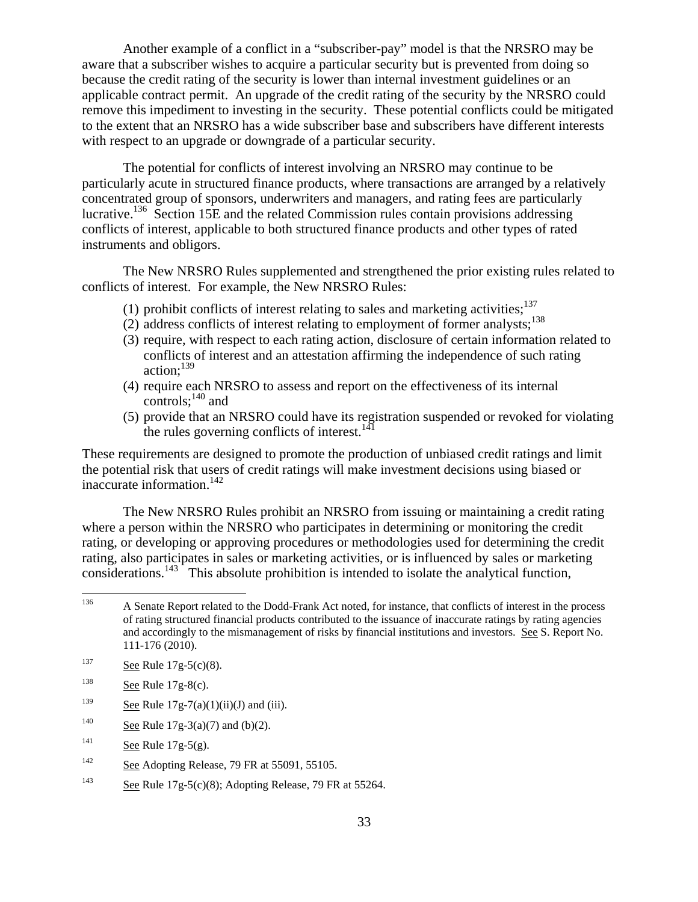Another example of a conflict in a "subscriber-pay" model is that the NRSRO may be aware that a subscriber wishes to acquire a particular security but is prevented from doing so because the credit rating of the security is lower than internal investment guidelines or an applicable contract permit. An upgrade of the credit rating of the security by the NRSRO could remove this impediment to investing in the security. These potential conflicts could be mitigated to the extent that an NRSRO has a wide subscriber base and subscribers have different interests with respect to an upgrade or downgrade of a particular security.

The potential for conflicts of interest involving an NRSRO may continue to be particularly acute in structured finance products, where transactions are arranged by a relatively concentrated group of sponsors, underwriters and managers, and rating fees are particularly lucrative.[136] Section 15E and the related Commission rules contain provisions addressing conflicts of interest, applicable to both structured finance products and other types of rated instruments and obligors.

The New NRSRO Rules supplemented and strengthened the prior existing rules related to conflicts of interest. For example, the New NRSRO Rules:

(1) prohibit conflicts of interest relating to sales and marketing activities;[137]
(2) address conflicts of interest relating to employment of former analysts;[138]
(3) require, with respect to each rating action, disclosure of certain information related to conflicts of interest and an attestation affirming the independence of such rating action;[139]
(4) require each NRSRO to assess and report on the effectiveness of its internal controls;[140] and
(5) provide that an NRSRO could have its registration suspended or revoked for violating the rules governing conflicts of interest.[141]

These requirements are designed to promote the production of unbiased credit ratings and limit the potential risk that users of credit ratings will make investment decisions using biased or inaccurate information.[142]

The New NRSRO Rules prohibit an NRSRO from issuing or maintaining a credit rating where a person within the NRSRO who participates in determining or monitoring the credit rating, or developing or approving procedures or methodologies used for determining the credit rating, also participates in sales or marketing activities, or is influenced by sales or marketing considerations.[143] This absolute prohibition is intended to isolate the analytical function,

---

[136] A Senate Report related to the Dodd-Frank Act noted, for instance, that conflicts of interest in the process of rating structured financial products contributed to the issuance of inaccurate ratings by rating agencies and accordingly to the mismanagement of risks by financial institutions and investors. See S. Report No. 111-176 (2010).

[137] See Rule 17g-5(c)(8).

[138] See Rule 17g-8(c).

[139] See Rule 17g-7(a)(1)(ii)(J) and (iii).

[140] See Rule 17g-3(a)(7) and (b)(2).

[141] See Rule 17g-5(g).

[142] See Adopting Release, 79 FR at 55091, 55105.

[143] See Rule 17g-5(c)(8); Adopting Release, 79 FR at 55264.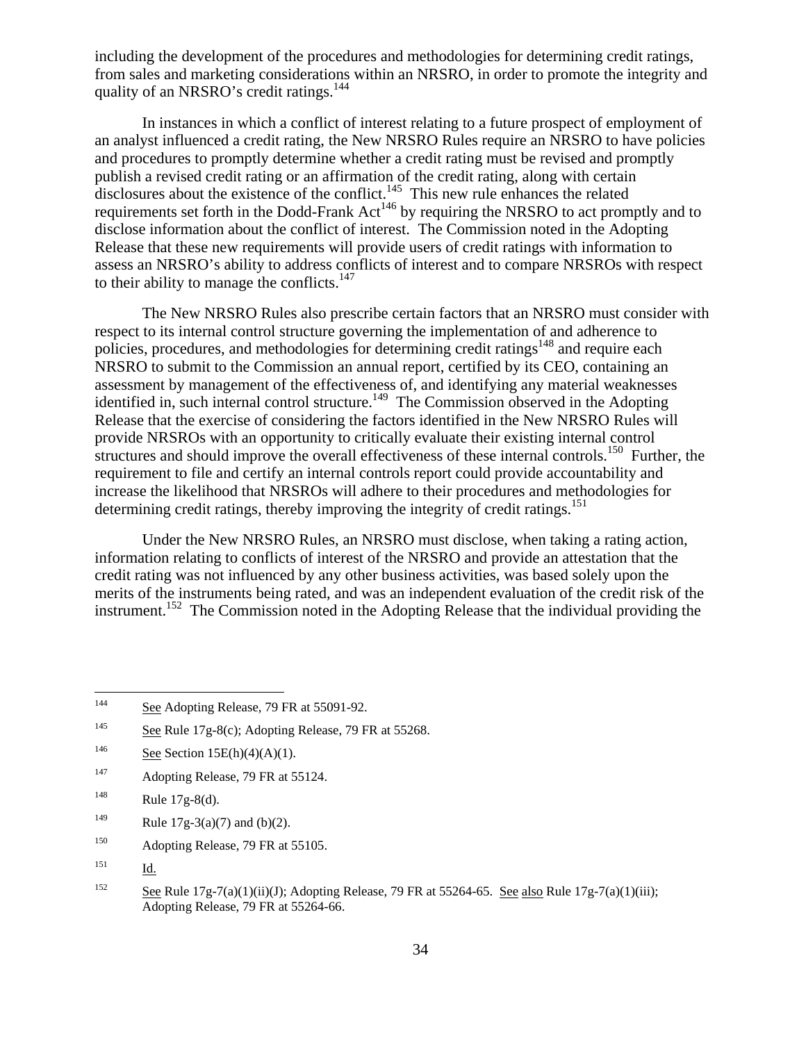including the development of the procedures and methodologies for determining credit ratings, from sales and marketing considerations within an NRSRO, in order to promote the integrity and quality of an NRSRO's credit ratings.[144]

In instances in which a conflict of interest relating to a future prospect of employment of an analyst influenced a credit rating, the New NRSRO Rules require an NRSRO to have policies and procedures to promptly determine whether a credit rating must be revised and promptly publish a revised credit rating or an affirmation of the credit rating, along with certain disclosures about the existence of the conflict.[145] This new rule enhances the related requirements set forth in the Dodd-Frank Act[146] by requiring the NRSRO to act promptly and to disclose information about the conflict of interest. The Commission noted in the Adopting Release that these new requirements will provide users of credit ratings with information to assess an NRSRO's ability to address conflicts of interest and to compare NRSROs with respect to their ability to manage the conflicts.[147]

The New NRSRO Rules also prescribe certain factors that an NRSRO must consider with respect to its internal control structure governing the implementation of and adherence to policies, procedures, and methodologies for determining credit ratings[148] and require each NRSRO to submit to the Commission an annual report, certified by its CEO, containing an assessment by management of the effectiveness of, and identifying any material weaknesses identified in, such internal control structure.[149] The Commission observed in the Adopting Release that the exercise of considering the factors identified in the New NRSRO Rules will provide NRSROs with an opportunity to critically evaluate their existing internal control structures and should improve the overall effectiveness of these internal controls.[150] Further, the requirement to file and certify an internal controls report could provide accountability and increase the likelihood that NRSROs will adhere to their procedures and methodologies for determining credit ratings, thereby improving the integrity of credit ratings.[151]

Under the New NRSRO Rules, an NRSRO must disclose, when taking a rating action, information relating to conflicts of interest of the NRSRO and provide an attestation that the credit rating was not influenced by any other business activities, was based solely upon the merits of the instruments being rated, and was an independent evaluation of the credit risk of the instrument.[152] The Commission noted in the Adopting Release that the individual providing the

---

[144] See Adopting Release, 79 FR at 55091-92.

[145] See Rule 17g-8(c); Adopting Release, 79 FR at 55268.

[146] See Section 15E(h)(4)(A)(1).

[147] Adopting Release, 79 FR at 55124.

[148] Rule 17g-8(d).

[149] Rule 17g-3(a)(7) and (b)(2).

[150] Adopting Release, 79 FR at 55105.

[151] Id.

[152] See Rule 17g-7(a)(1)(ii)(J); Adopting Release, 79 FR at 55264-65. See also Rule 17g-7(a)(1)(iii); Adopting Release, 79 FR at 55264-66.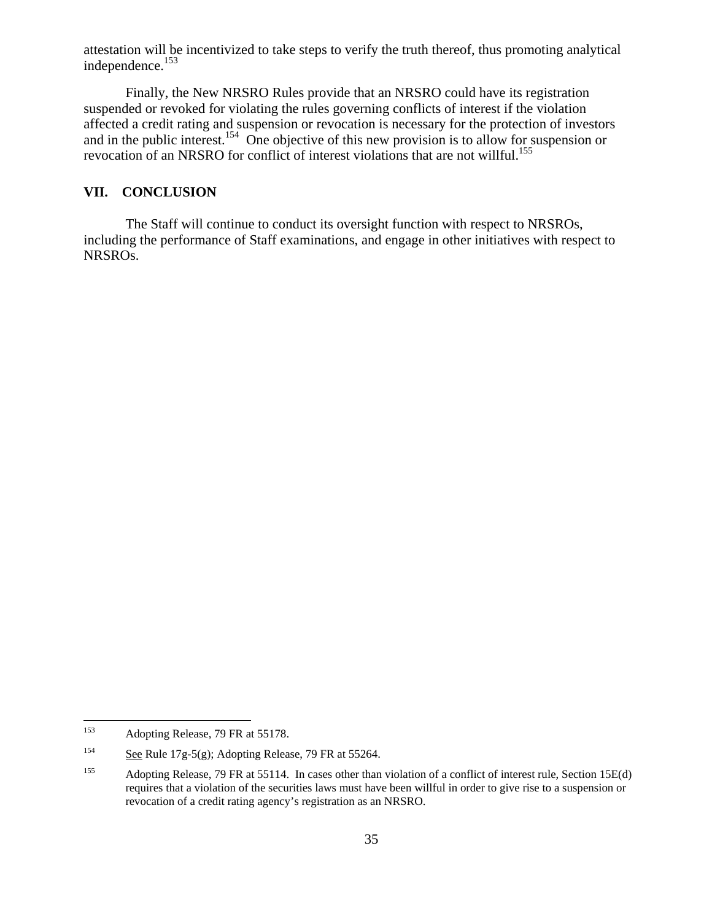attestation will be incentivized to take steps to verify the truth thereof, thus promoting analytical independence.[153]

Finally, the New NRSRO Rules provide that an NRSRO could have its registration suspended or revoked for violating the rules governing conflicts of interest if the violation affected a credit rating and suspension or revocation is necessary for the protection of investors and in the public interest.[154] One objective of this new provision is to allow for suspension or revocation of an NRSRO for conflict of interest violations that are not willful.[155]

## VII. CONCLUSION

The Staff will continue to conduct its oversight function with respect to NRSROs, including the performance of Staff examinations, and engage in other initiatives with respect to NRSROs.

---

[153] Adopting Release, 79 FR at 55178.

[154] See Rule 17g-5(g); Adopting Release, 79 FR at 55264.

[155] Adopting Release, 79 FR at 55114. In cases other than violation of a conflict of interest rule, Section 15E(d) requires that a violation of the securities laws must have been willful in order to give rise to a suspension or revocation of a credit rating agency's registration as an NRSRO.